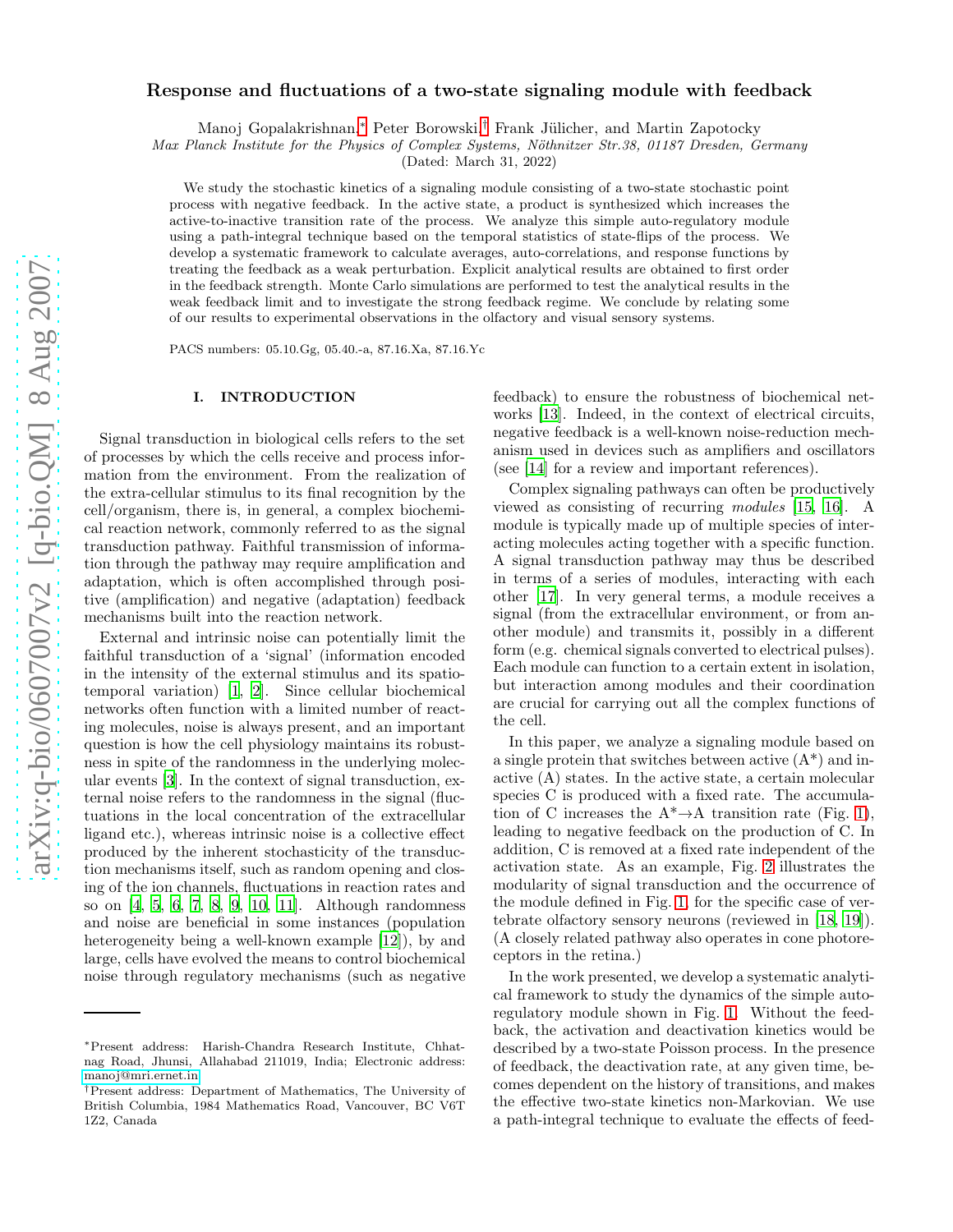# Response and fluctuations of a two-state signaling module with feedback

Manoj Gopalakrishnan,[*] Peter Borowski,[†] Frank Jülicher, and Martin Zapotocky

*Max Planck Institute for the Physics of Complex Systems, Nöthnitzer Str.38, 01187 Dresden, Germany*

(Dated: March 31, 2022)

We study the stochastic kinetics of a signaling module consisting of a two-state stochastic point process with negative feedback. In the active state, a product is synthesized which increases the active-to-inactive transition rate of the process. We analyze this simple auto-regulatory module using a path-integral technique based on the temporal statistics of state-flips of the process. We develop a systematic framework to calculate averages, auto-correlations, and response functions by treating the feedback as a weak perturbation. Explicit analytical results are obtained to first order in the feedback strength. Monte Carlo simulations are performed to test the analytical results in the weak feedback limit and to investigate the strong feedback regime. We conclude by relating some of our results to experimental observations in the olfactory and visual sensory systems.

PACS numbers: 05.10.Gg, 05.40.-a, 87.16.Xa, 87.16.Yc

## I. INTRODUCTION

Signal transduction in biological cells refers to the set of processes by which the cells receive and process information from the environment. From the realization of the extra-cellular stimulus to its final recognition by the cell/organism, there is, in general, a complex biochemical reaction network, commonly referred to as the signal transduction pathway. Faithful transmission of information through the pathway may require amplification and adaptation, which is often accomplished through positive (amplification) and negative (adaptation) feedback mechanisms built into the reaction network.

External and intrinsic noise can potentially limit the faithful transduction of a 'signal' (information encoded in the intensity of the external stimulus and its spatio-temporal variation) [1, 2]. Since cellular biochemical networks often function with a limited number of reacting molecules, noise is always present, and an important question is how the cell physiology maintains its robustness in spite of the randomness in the underlying molecular events [3]. In the context of signal transduction, external noise refers to the randomness in the signal (fluctuations in the local concentration of the extracellular ligand etc.), whereas intrinsic noise is a collective effect produced by the inherent stochasticity of the transduction mechanisms itself, such as random opening and closing of the ion channels, fluctuations in reaction rates and so on [4, 5, 6, 7, 8, 9, 10, 11]. Although randomness and noise are beneficial in some instances (population heterogeneity being a well-known example [12]), by and large, cells have evolved the means to control biochemical noise through regulatory mechanisms (such as negative feedback) to ensure the robustness of biochemical networks [13]. Indeed, in the context of electrical circuits, negative feedback is a well-known noise-reduction mechanism used in devices such as amplifiers and oscillators (see [14] for a review and important references).

Complex signaling pathways can often be productively viewed as consisting of recurring *modules* [15, 16]. A module is typically made up of multiple species of interacting molecules acting together with a specific function. A signal transduction pathway may thus be described in terms of a series of modules, interacting with each other [17]. In very general terms, a module receives a signal (from the extracellular environment, or from another module) and transmits it, possibly in a different form (e.g. chemical signals converted to electrical pulses). Each module can function to a certain extent in isolation, but interaction among modules and their coordination are crucial for carrying out all the complex functions of the cell.

In this paper, we analyze a signaling module based on a single protein that switches between active (A*) and inactive (A) states. In the active state, a certain molecular species C is produced with a fixed rate. The accumulation of C increases the A*→A transition rate (Fig. 1), leading to negative feedback on the production of C. In addition, C is removed at a fixed rate independent of the activation state. As an example, Fig. 2 illustrates the modularity of signal transduction and the occurrence of the module defined in Fig. 1, for the specific case of vertebrate olfactory sensory neurons (reviewed in [18, 19]). (A closely related pathway also operates in cone photoreceptors in the retina.)

In the work presented, we develop a systematic analytical framework to study the dynamics of the simple auto-regulatory module shown in Fig. 1. Without the feedback, the activation and deactivation kinetics would be described by a two-state Poisson process. In the presence of feedback, the deactivation rate, at any given time, becomes dependent on the history of transitions, and makes the effective two-state kinetics non-Markovian. We use a path-integral technique to evaluate the effects of feed-

---

[*] Present address: Harish-Chandra Research Institute, Chhatnag Road, Jhunsi, Allahabad 211019, India; Electronic address: manoj@mri.ernet.in

[†] Present address: Department of Mathematics, The University of British Columbia, 1984 Mathematics Road, Vancouver, BC V6T 1Z2, Canada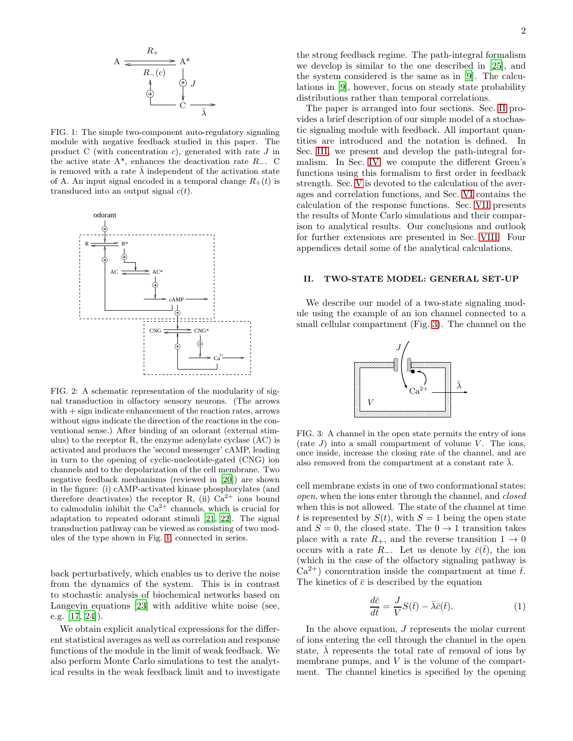FIG. 1: The simple two-component auto-regulatory signaling module with negative feedback studied in this paper. The product C (with concentration $c$), generated with rate $J$ in the active state A*, enhances the deactivation rate $R_-$. C is removed with a rate $\bar{\lambda}$ independent of the activation state of A. An input signal encoded in a temporal change $R_+(t)$ is transduced into an output signal $c(t)$.

FIG. 2: A schematic representation of the modularity of signal transduction in olfactory sensory neurons. (The arrows with + sign indicate enhancement of the reaction rates, arrows without signs indicate the direction of the reactions in the conventional sense.) After binding of an odorant (external stimulus) to the receptor R, the enzyme adenylate cyclase (AC) is activated and produces the 'second messenger' cAMP, leading in turn to the opening of cyclic-nucleotide-gated (CNG) ion channels and to the depolarization of the cell membrane. Two negative feedback mechanisms (reviewed in [20]) are shown in the figure: (i) cAMP-activated kinase phosphorylates (and therefore deactivates) the receptor R, (ii) $Ca^{2+}$ ions bound to calmodulin inhibit the $Ca^{2+}$ channels, which is crucial for adaptation to repeated odorant stimuli [21, 22]. The signal transduction pathway can be viewed as consisting of two modules of the type shown in Fig. 1 connected in series.

back perturbatively, which enables us to derive the noise from the dynamics of the system. This is in contrast to stochastic analysis of biochemical networks based on Langevin equations [23] with additive white noise (see, e.g. [17, 24]).

We obtain explicit analytical expressions for the different statistical averages as well as correlation and response functions of the module in the limit of weak feedback. We also perform Monte Carlo simulations to test the analytical results in the weak feedback limit and to investigate the strong feedback regime. The path-integral formalism we develop is similar to the one described in [25], and the system considered is the same as in [9]. The calculations in [9], however, focus on steady state probability distributions rather than temporal correlations.

The paper is arranged into four sections. Sec. II provides a brief description of our simple model of a stochastic signaling module with feedback. All important quantities are introduced and the notation is defined. In Sec. III, we present and develop the path-integral formalism. In Sec. IV we compute the different Green's functions using this formalism to first order in feedback strength. Sec. V is devoted to the calculation of the averages and correlation functions, and Sec. VI contains the calculation of the response functions. Sec. VII presents the results of Monte Carlo simulations and their comparison to analytical results. Our conclusions and outlook for further extensions are presented in Sec. VIII. Four appendices detail some of the analytical calculations.

## II. TWO-STATE MODEL: GENERAL SET-UP

We describe our model of a two-state signaling module using the example of an ion channel connected to a small cellular compartment (Fig. 3). The channel on the

FIG. 3: A channel in the open state permits the entry of ions (rate $J$) into a small compartment of volume $V$. The ions, once inside, increase the closing rate of the channel, and are also removed from the compartment at a constant rate $\bar{\lambda}$.

cell membrane exists in one of two conformational states: *open*, when the ions enter through the channel, and *closed* when this is not allowed. The state of the channel at time $t$ is represented by $S(t)$, with $S = 1$ being the open state and $S = 0$, the closed state. The $0 \to 1$ transition takes place with a rate $R_+$, and the reverse transition $1 \to 0$ occurs with a rate $R_-$. Let us denote by $\bar{c}(\bar{t})$, the ion (which in the case of the olfactory signaling pathway is $Ca^{2+}$) concentration inside the compartment at time $\bar{t}$. The kinetics of $\bar{c}$ is described by the equation

$$\frac{d\bar{c}}{d\bar{t}} = \frac{J}{V}S(\bar{t}) - \bar{\lambda}\bar{c}(\bar{t}). \tag{1}$$

In the above equation, $J$ represents the molar current of ions entering the cell through the channel in the open state, $\bar{\lambda}$ represents the total rate of removal of ions by membrane pumps, and $V$ is the volume of the compartment. The channel kinetics is specified by the opening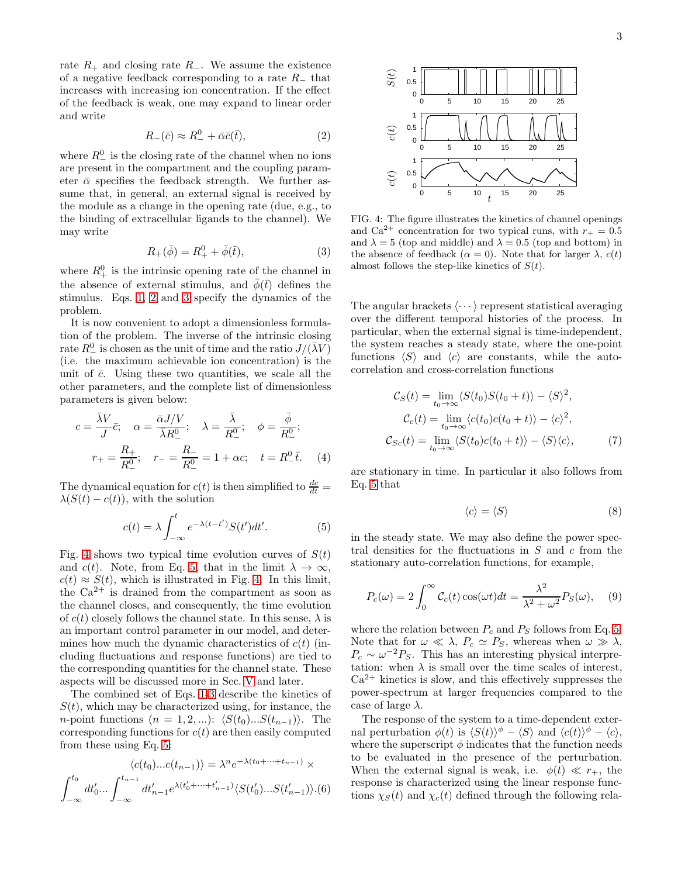rate $R_+$ and closing rate $R_-$. We assume the existence of a negative feedback corresponding to a rate $R_-$ that increases with increasing ion concentration. If the effect of the feedback is weak, one may expand to linear order and write

$$R_-(\bar{c}) \approx R_-^0 + \bar{\alpha}\bar{c}(\bar{t}), \tag{2}$$

where $R_-^0$ is the closing rate of the channel when no ions are present in the compartment and the coupling parameter $\bar{\alpha}$ specifies the feedback strength. We further assume that, in general, an external signal is received by the module as a change in the opening rate (due, e.g., to the binding of extracellular ligands to the channel). We may write

$$R_+(\bar{\phi}) = R_+^0 + \bar{\phi}(\bar{t}), \tag{3}$$

where $R_+^0$ is the intrinsic opening rate of the channel in the absence of external stimulus, and $\bar{\phi}(\bar{t})$ defines the stimulus. Eqs. 1, 2 and 3 specify the dynamics of the problem.

It is now convenient to adopt a dimensionless formulation of the problem. The inverse of the intrinsic closing rate $R_-^0$ is chosen as the unit of time and the ratio $J/(\bar{\lambda}V)$ (i.e. the maximum achievable ion concentration) is the unit of $\bar{c}$. Using these two quantities, we scale all the other parameters, and the complete list of dimensionless parameters is given below:

$$c = \frac{\bar{\lambda}V}{J}\bar{c}; \quad \alpha = \frac{\bar{\alpha}J/V}{\bar{\lambda}R_-^0}; \quad \lambda = \frac{\bar{\lambda}}{R_-^0}; \quad \phi = \frac{\bar{\phi}}{R_-^0};$$
$$r_+ = \frac{R_+}{R_-^0}; \quad r_- = \frac{R_-}{R_-^0} = 1 + \alpha c; \quad t = R_-^0\bar{t}. \tag{4}$$

The dynamical equation for $c(t)$ is then simplified to $\frac{dc}{dt} = \lambda(S(t) - c(t))$, with the solution

$$c(t) = \lambda \int_{-\infty}^{t} e^{-\lambda(t-t')} S(t')dt'. \tag{5}$$

Fig. 4 shows two typical time evolution curves of $S(t)$ and $c(t)$. Note, from Eq. 5, that in the limit $\lambda \to \infty$, $c(t) \approx S(t)$, which is illustrated in Fig. 4. In this limit, the $Ca^{2+}$ is drained from the compartment as soon as the channel closes, and consequently, the time evolution of $c(t)$ closely follows the channel state. In this sense, $\lambda$ is an important control parameter in our model, and determines how much the dynamic characteristics of $c(t)$ (including fluctuations and response functions) are tied to the corresponding quantities for the channel state. These aspects will be discussed more in Sec. V and later.

The combined set of Eqs. 1-3 describe the kinetics of $S(t)$, which may be characterized using, for instance, the $n$-point functions ($n = 1, 2, ...$): $\langle S(t_0)...S(t_{n-1})\rangle$. The corresponding functions for $c(t)$ are then easily computed from these using Eq. 5:

$$\langle c(t_0)...c(t_{n-1})\rangle = \lambda^n e^{-\lambda(t_0+\cdots+t_{n-1})} \times$$
$$\int_{-\infty}^{t_0} dt_0' ... \int_{-\infty}^{t_{n-1}} dt_{n-1}' e^{\lambda(t_0'+\cdots+t_{n-1}')} \langle S(t_0')...S(t_{n-1}')\rangle. \tag{6}$$

FIG. 4: The figure illustrates the kinetics of channel openings and $Ca^{2+}$ concentration for two typical runs, with $r_+ = 0.5$ and $\lambda = 5$ (top and middle) and $\lambda = 0.5$ (top and bottom) in the absence of feedback ($\alpha = 0$). Note that for larger $\lambda$, $c(t)$ almost follows the step-like kinetics of $S(t)$.

The angular brackets $\langle \cdots \rangle$ represent statistical averaging over the different temporal histories of the process. In particular, when the external signal is time-independent, the system reaches a steady state, where the one-point functions $\langle S\rangle$ and $\langle c\rangle$ are constants, while the auto-correlation and cross-correlation functions

$$\mathcal{C}_S(t) = \lim_{t_0\to\infty} \langle S(t_0)S(t_0+t)\rangle - \langle S\rangle^2,$$
$$\mathcal{C}_c(t) = \lim_{t_0\to\infty} \langle c(t_0)c(t_0+t)\rangle - \langle c\rangle^2,$$
$$\mathcal{C}_{Sc}(t) = \lim_{t_0\to\infty} \langle S(t_0)c(t_0+t)\rangle - \langle S\rangle\langle c\rangle, \tag{7}$$

are stationary in time. In particular it also follows from Eq. 5 that

$$\langle c\rangle = \langle S\rangle \tag{8}$$

in the steady state. We may also define the power spectral densities for the fluctuations in $S$ and $c$ from the stationary auto-correlation functions, for example,

$$P_c(\omega) = 2\int_0^{\infty} \mathcal{C}_c(t)\cos(\omega t)dt = \frac{\lambda^2}{\lambda^2+\omega^2} P_S(\omega), \tag{9}$$

where the relation between $P_c$ and $P_S$ follows from Eq. 5. Note that for $\omega \ll \lambda$, $P_c \simeq P_S$, whereas when $\omega \gg \lambda$, $P_c \sim \omega^{-2} P_S$. This has an interesting physical interpretation: when $\lambda$ is small over the time scales of interest, $Ca^{2+}$ kinetics is slow, and this effectively suppresses the power-spectrum at larger frequencies compared to the case of large $\lambda$.

The response of the system to a time-dependent external perturbation $\phi(t)$ is $\langle S(t)\rangle^{\phi} - \langle S\rangle$ and $\langle c(t)\rangle^{\phi} - \langle c\rangle$, where the superscript $\phi$ indicates that the function needs to be evaluated in the presence of the perturbation. When the external signal is weak, i.e. $\phi(t) \ll r_+$, the response is characterized using the linear response functions $\chi_S(t)$ and $\chi_c(t)$ defined through the following rela-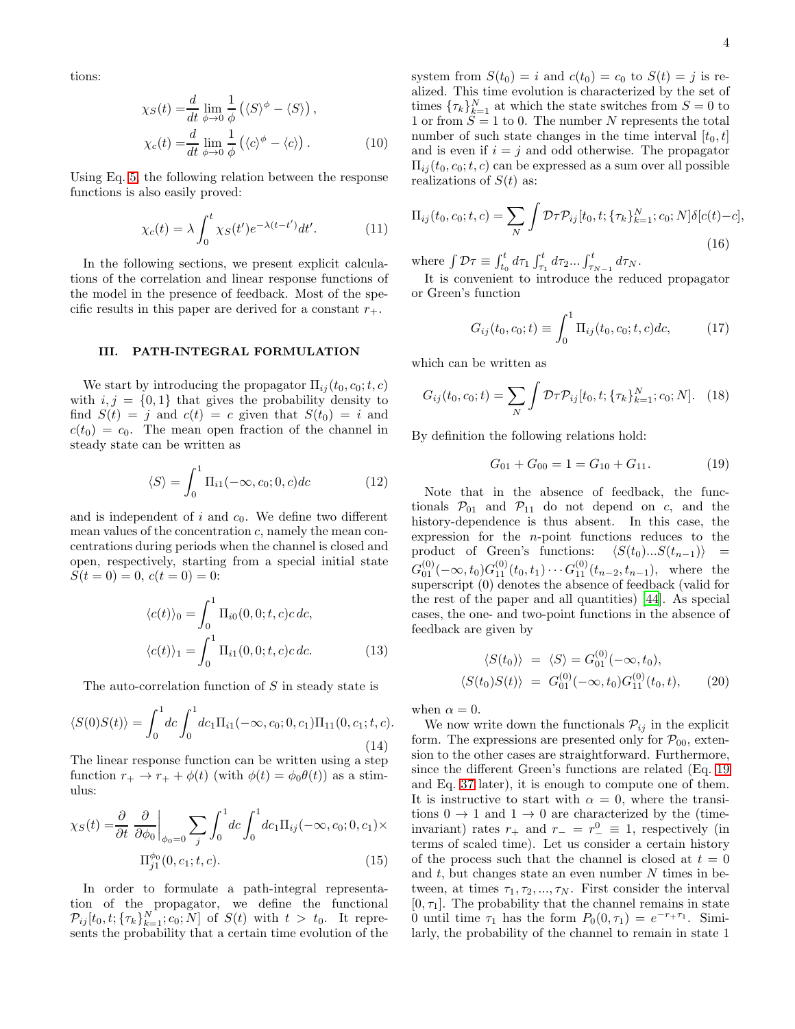tions:

$$
\begin{aligned}
\chi_S(t) =& \frac{d}{dt}\lim_{\phi\to 0}\frac{1}{\phi}\left(\langle S\rangle^{\phi} - \langle S\rangle\right),\\
\chi_c(t) =& \frac{d}{dt}\lim_{\phi\to 0}\frac{1}{\phi}\left(\langle c\rangle^{\phi} - \langle c\rangle\right).
\end{aligned}
\tag{10}
$$

Using Eq. 5, the following relation between the response functions is also easily proved:

$$
\chi_c(t) = \lambda\int_0^t \chi_S(t')e^{-\lambda(t-t')}dt'. \tag{11}
$$

In the following sections, we present explicit calculations of the correlation and linear response functions of the model in the presence of feedback. Most of the specific results in this paper are derived for a constant $r_+$.

## III. PATH-INTEGRAL FORMULATION

We start by introducing the propagator $\Pi_{ij}(t_0, c_0; t, c)$ with $i, j = \{0, 1\}$ that gives the probability density to find $S(t) = j$ and $c(t) = c$ given that $S(t_0) = i$ and $c(t_0) = c_0$. The mean open fraction of the channel in steady state can be written as

$$
\langle S\rangle = \int_0^1 \Pi_{i1}(-\infty, c_0; 0, c)dc \tag{12}
$$

and is independent of $i$ and $c_0$. We define two different mean values of the concentration $c$, namely the mean concentrations during periods when the channel is closed and open, respectively, starting from a special initial state $S(t = 0) = 0$, $c(t = 0) = 0$:

$$
\begin{aligned}
\langle c(t)\rangle_0 =& \int_0^1 \Pi_{i0}(0, 0; t, c)c\, dc,\\
\langle c(t)\rangle_1 =& \int_0^1 \Pi_{i1}(0, 0; t, c)c\, dc.
\end{aligned}
\tag{13}
$$

The auto-correlation function of $S$ in steady state is

$$
\langle S(0)S(t)\rangle = \int_0^1 dc\int_0^1 dc_1 \Pi_{i1}(-\infty, c_0; 0, c_1)\Pi_{11}(0, c_1; t, c). \tag{14}
$$

The linear response function can be written using a step function $r_+ \to r_+ + \phi(t)$ (with $\phi(t) = \phi_0\theta(t)$) as a stimulus:

$$
\begin{aligned}
\chi_S(t) =& \frac{\partial}{\partial t}\left.\frac{\partial}{\partial \phi_0}\right|_{\phi_0=0}\sum_j\int_0^1 dc\int_0^1 dc_1 \Pi_{ij}(-\infty, c_0; 0, c_1)\times\\
& \Pi^{\phi_0}_{j1}(0, c_1; t, c).
\end{aligned}
\tag{15}
$$

In order to formulate a path-integral representation of the propagator, we define the functional $\mathcal{P}_{ij}[t_0, t; \{\tau_k\}_{k=1}^N; c_0; N]$ of $S(t)$ with $t > t_0$. It represents the probability that a certain time evolution of the system from $S(t_0) = i$ and $c(t_0) = c_0$ to $S(t) = j$ is realized. This time evolution is characterized by the set of times $\{\tau_k\}_{k=1}^N$ at which the state switches from $S = 0$ to 1 or from $S = 1$ to 0. The number $N$ represents the total number of such state changes in the time interval $[t_0, t]$ and is even if $i = j$ and odd otherwise. The propagator $\Pi_{ij}(t_0, c_0; t, c)$ can be expressed as a sum over all possible realizations of $S(t)$ as:

$$
\Pi_{ij}(t_0, c_0; t, c) = \sum_N\int \mathcal{D}\tau\mathcal{P}_{ij}[t_0, t; \{\tau_k\}_{k=1}^N; c_0; N]\delta[c(t)-c], \tag{16}
$$

where $\int\mathcal{D}\tau \equiv \int_{t_0}^t d\tau_1\int_{\tau_1}^t d\tau_2 ... \int_{\tau_{N-1}}^t d\tau_N$.

It is convenient to introduce the reduced propagator or Green's function

$$
G_{ij}(t_0, c_0; t) \equiv \int_0^1 \Pi_{ij}(t_0, c_0; t, c)dc, \tag{17}
$$

which can be written as

$$
G_{ij}(t_0, c_0; t) = \sum_N\int\mathcal{D}\tau\mathcal{P}_{ij}[t_0, t; \{\tau_k\}_{k=1}^N; c_0; N]. \tag{18}
$$

By definition the following relations hold:

$$
G_{01} + G_{00} = 1 = G_{10} + G_{11}. \tag{19}
$$

Note that in the absence of feedback, the functionals $\mathcal{P}_{01}$ and $\mathcal{P}_{11}$ do not depend on $c$, and the history-dependence is thus absent. In this case, the expression for the $n$-point functions reduces to the product of Green's functions: $\langle S(t_0)...S(t_{n-1})\rangle = G^{(0)}_{01}(-\infty, t_0)G^{(0)}_{11}(t_0, t_1)\cdots G^{(0)}_{11}(t_{n-2}, t_{n-1})$, where the superscript (0) denotes the absence of feedback (valid for the rest of the paper and all quantities) [44]. As special cases, the one- and two-point functions in the absence of feedback are given by

$$
\begin{aligned}
\langle S(t_0)\rangle \;=&\; \langle S\rangle = G^{(0)}_{01}(-\infty, t_0),\\
\langle S(t_0)S(t)\rangle \;=&\; G^{(0)}_{01}(-\infty, t_0)G^{(0)}_{11}(t_0, t),
\end{aligned}
\tag{20}
$$

when $\alpha = 0$.

We now write down the functionals $\mathcal{P}_{ij}$ in the explicit form. The expressions are presented only for $\mathcal{P}_{00}$, extension to the other cases are straightforward. Furthermore, since the different Green's functions are related (Eq. 19 and Eq. 37 later), it is enough to compute one of them. It is instructive to start with $\alpha = 0$, where the transitions $0 \to 1$ and $1 \to 0$ are characterized by the (time-invariant) rates $r_+$ and $r_- = r^0_- \equiv 1$, respectively (in terms of scaled time). Let us consider a certain history of the process such that the channel is closed at $t = 0$ and $t$, but changes state an even number $N$ times in between, at times $\tau_1, \tau_2, ..., \tau_N$. First consider the interval $[0, \tau_1]$. The probability that the channel remains in state 0 until time $\tau_1$ has the form $P_0(0, \tau_1) = e^{-r_+\tau_1}$. Similarly, the probability of the channel to remain in state 1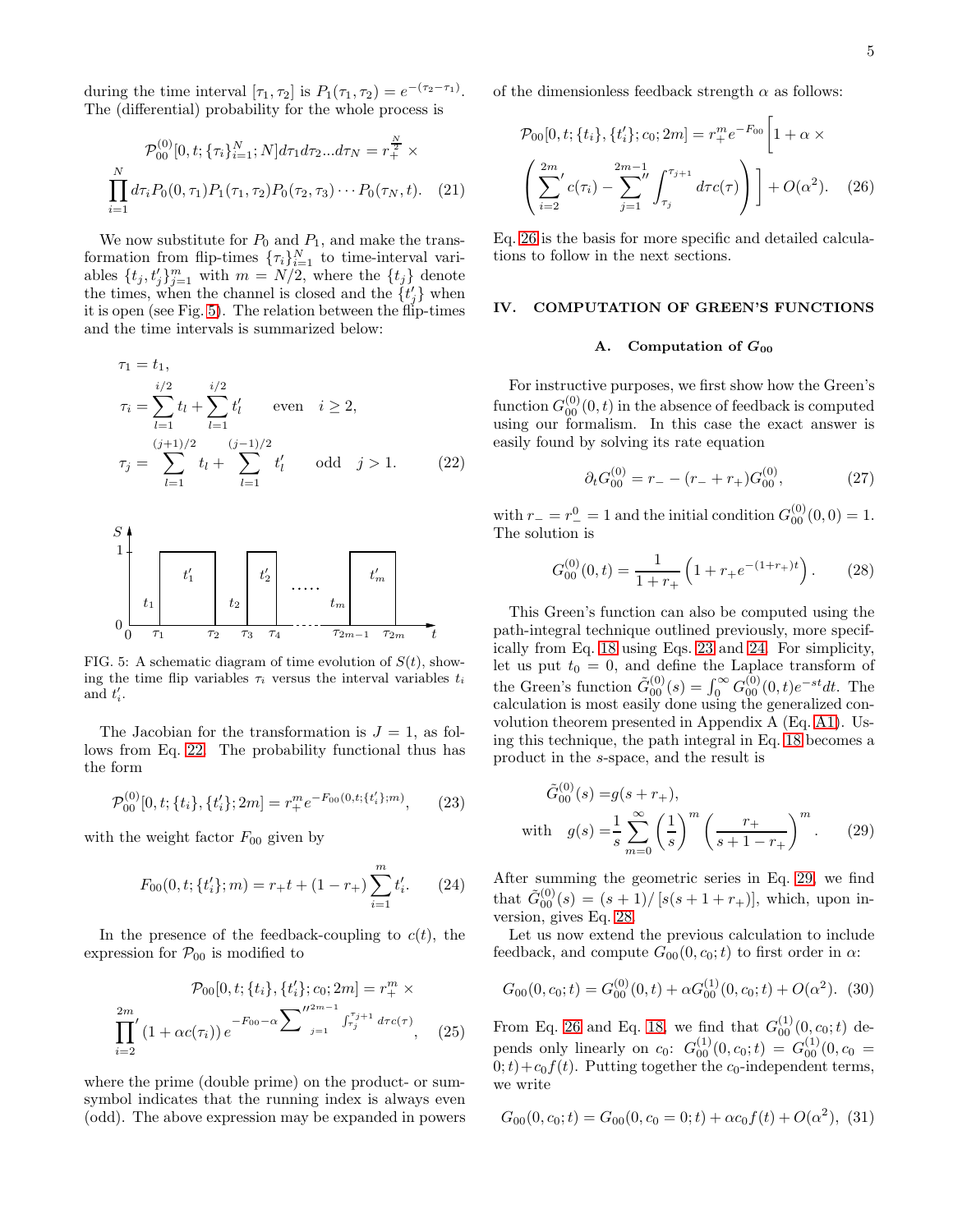during the time interval $[\tau_1, \tau_2]$ is $P_1(\tau_1, \tau_2) = e^{-(\tau_2 - \tau_1)}$. The (differential) probability for the whole process is

$$
\mathcal{P}_{00}^{(0)}[0, t; \{\tau_i\}_{i=1}^N; N] d\tau_1 d\tau_2 ... d\tau_N = r_+^{\frac{N}{2}} \times \prod_{i=1}^{N} d\tau_i P_0(0, \tau_1) P_1(\tau_1, \tau_2) P_0(\tau_2, \tau_3) \cdots P_0(\tau_N, t). \quad (21)
$$

We now substitute for $P_0$ and $P_1$, and make the transformation from flip-times $\{\tau_i\}_{i=1}^N$ to time-interval variables $\{t_j, t_j'\}_{j=1}^m$ with $m = N/2$, where the $\{t_j\}$ denote the times, when the channel is closed and the $\{t_j'\}$ when it is open (see Fig. 5). The relation between the flip-times and the time intervals is summarized below:

$$
\begin{aligned}
\tau_1 &= t_1, \\
\tau_i &= \sum_{l=1}^{i/2} t_l + \sum_{l=1}^{i/2} t_l' \qquad \text{even} \quad i \geq 2, \\
\tau_j &= \sum_{l=1}^{(j+1)/2} t_l + \sum_{l=1}^{(j-1)/2} t_l' \qquad \text{odd} \quad j > 1.
\end{aligned} \quad (22)
$$

FIG. 5: A schematic diagram of time evolution of $S(t)$, showing the time flip variables $\tau_i$ versus the interval variables $t_i$ and $t_i'$.

The Jacobian for the transformation is $J = 1$, as follows from Eq. 22. The probability functional thus has the form

$$
\mathcal{P}_{00}^{(0)}[0, t; \{t_i\}, \{t_i'\}; 2m] = r_+^m e^{-F_{00}(0, t; \{t_i'\}; m)}, \quad (23)
$$

with the weight factor $F_{00}$ given by

$$
F_{00}(0, t; \{t_i'\}; m) = r_+ t + (1 - r_+) \sum_{i=1}^{m} t_i'. \quad (24)
$$

In the presence of the feedback-coupling to $c(t)$, the expression for $\mathcal{P}_{00}$ is modified to

$$
\mathcal{P}_{00}[0, t; \{t_i\}, \{t_i'\}; c_0; 2m] = r_+^m \times \prod_{i=2}^{2m}{}' (1 + \alpha c(\tau_i)) \, e^{-F_{00} - \alpha \sum_{j=1}^{\prime\prime 2m-1} \int_{\tau_j}^{\tau_{j+1}} d\tau c(\tau)}, \quad (25)
$$

where the prime (double prime) on the product- or sum-symbol indicates that the running index is always even (odd). The above expression may be expanded in powers of the dimensionless feedback strength $\alpha$ as follows:

$$
\mathcal{P}_{00}[0, t; \{t_i\}, \{t_i'\}; c_0; 2m] = r_+^m e^{-F_{00}} \Bigg[ 1 + \alpha \times \left( \sum_{i=2}^{2m}{}' c(\tau_i) - \sum_{j=1}^{2m-1}{}'' \int_{\tau_j}^{\tau_{j+1}} d\tau c(\tau) \right) \Bigg] + O(\alpha^2). \quad (26)
$$

Eq. 26 is the basis for more specific and detailed calculations to follow in the next sections.

## IV. COMPUTATION OF GREEN'S FUNCTIONS

### A. Computation of $G_{00}$

For instructive purposes, we first show how the Green's function $G_{00}^{(0)}(0, t)$ in the absence of feedback is computed using our formalism. In this case the exact answer is easily found by solving its rate equation

$$
\partial_t G_{00}^{(0)} = r_- - (r_- + r_+) G_{00}^{(0)}, \quad (27)
$$

with $r_- = r_-^0 = 1$ and the initial condition $G_{00}^{(0)}(0, 0) = 1$. The solution is

$$
G_{00}^{(0)}(0, t) = \frac{1}{1 + r_+} \left( 1 + r_+ e^{-(1 + r_+) t} \right). \quad (28)
$$

This Green's function can also be computed using the path-integral technique outlined previously, more specifically from Eq. 18 using Eqs. 23 and 24. For simplicity, let us put $t_0 = 0$, and define the Laplace transform of the Green's function $\tilde{G}_{00}^{(0)}(s) = \int_0^\infty G_{00}^{(0)}(0, t) e^{-st} dt$. The calculation is most easily done using the generalized convolution theorem presented in Appendix A (Eq. A1). Using this technique, the path integral in Eq. 18 becomes a product in the $s$-space, and the result is

$$
\begin{aligned}
\tilde{G}_{00}^{(0)}(s) &= g(s + r_+), \\
\text{with} \quad g(s) &= \frac{1}{s} \sum_{m=0}^{\infty} \left( \frac{1}{s} \right)^m \left( \frac{r_+}{s + 1 - r_+} \right)^m.
\end{aligned} \quad (29)
$$

After summing the geometric series in Eq. 29, we find that $\tilde{G}_{00}^{(0)}(s) = (s+1) / [s(s + 1 + r_+)]$, which, upon inversion, gives Eq. 28.

Let us now extend the previous calculation to include feedback, and compute $G_{00}(0, c_0; t)$ to first order in $\alpha$:

$$
G_{00}(0, c_0; t) = G_{00}^{(0)}(0, t) + \alpha G_{00}^{(1)}(0, c_0; t) + O(\alpha^2). \quad (30)
$$

From Eq. 26 and Eq. 18, we find that $G_{00}^{(1)}(0, c_0; t)$ depends only linearly on $c_0$: $G_{00}^{(1)}(0, c_0; t) = G_{00}^{(1)}(0, c_0 = 0; t) + c_0 f(t)$. Putting together the $c_0$-independent terms, we write

$$
G_{00}(0, c_0; t) = G_{00}(0, c_0 = 0; t) + \alpha c_0 f(t) + O(\alpha^2), \quad (31)
$$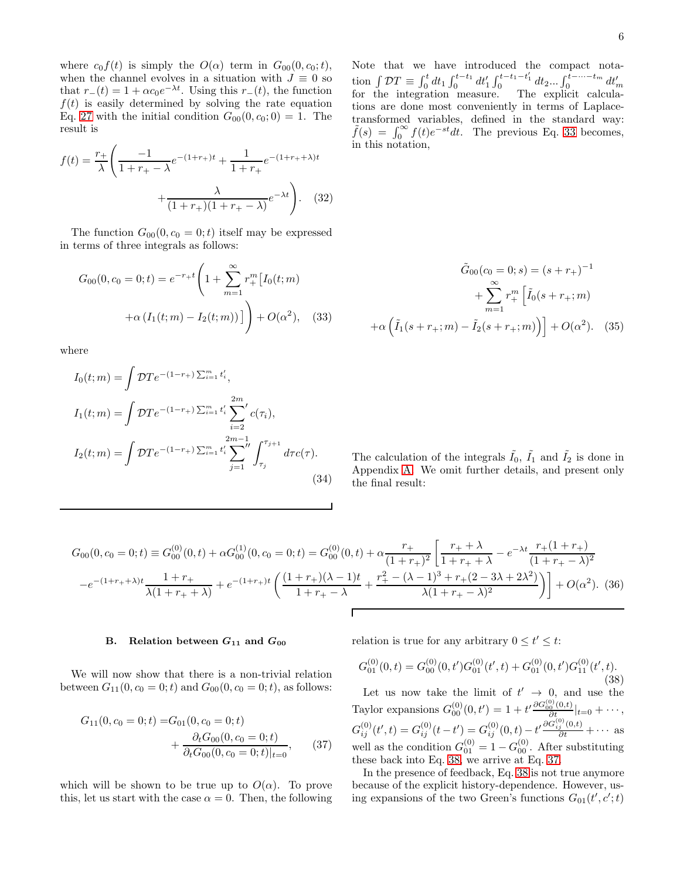where $c_0 f(t)$ is simply the $O(\alpha)$ term in $G_{00}(0, c_0; t)$, when the channel evolves in a situation with $J \equiv 0$ so that $r_-(t) = 1 + \alpha c_0 e^{-\lambda t}$. Using this $r_-(t)$, the function $f(t)$ is easily determined by solving the rate equation Eq. 27 with the initial condition $G_{00}(0, c_0; 0) = 1$. The result is

$$f(t) = \frac{r_+}{\lambda}\Bigg(\frac{-1}{1+r_+-\lambda}e^{-(1+r_+)t} + \frac{1}{1+r_+}e^{-(1+r_++\lambda)t} + \frac{\lambda}{(1+r_+)(1+r_+-\lambda)}e^{-\lambda t}\Bigg). \quad (32)$$

The function $G_{00}(0, c_0 = 0; t)$ itself may be expressed in terms of three integrals as follows:

$$G_{00}(0, c_0 = 0; t) = e^{-r_+ t}\Bigg(1 + \sum_{m=1}^{\infty} r_+^m \big[I_0(t; m) + \alpha\left(I_1(t; m) - I_2(t; m)\right)\big]\Bigg) + O(\alpha^2), \quad (33)$$

where

$$I_0(t; m) = \int \mathcal{D}T e^{-(1-r_+)\sum_{i=1}^{m} t_i'},$$
$$I_1(t; m) = \int \mathcal{D}T e^{-(1-r_+)\sum_{i=1}^{m} t_i'} {\sum_{i=2}^{2m}}' c(\tau_i),$$
$$I_2(t; m) = \int \mathcal{D}T e^{-(1-r_+)\sum_{i=1}^{m} t_i'} {\sum_{j=1}^{2m-1}}'' \int_{\tau_j}^{\tau_{j+1}} d\tau c(\tau). \quad (34)$$

Note that we have introduced the compact notation $\int \mathcal{D}T \equiv \int_0^t dt_1 \int_0^{t-t_1} dt_1' \int_0^{t-t_1-t_1'} dt_2 ... \int_0^{t-\cdots-t_m} dt_m'$ for the integration measure. The explicit calculations are done most conveniently in terms of Laplace-transformed variables, defined in the standard way: $\tilde{f}(s) = \int_0^{\infty} f(t) e^{-st} dt$. The previous Eq. 33 becomes, in this notation,

$$\tilde{G}_{00}(c_0 = 0; s) = (s + r_+)^{-1} + \sum_{m=1}^{\infty} r_+^m \Big[\tilde{I}_0(s + r_+; m) + \alpha\Big(\tilde{I}_1(s + r_+; m) - \tilde{I}_2(s + r_+; m)\Big)\Big] + O(\alpha^2). \quad (35)$$

The calculation of the integrals $\tilde{I}_0$, $\tilde{I}_1$ and $\tilde{I}_2$ is done in Appendix A. We omit further details, and present only the final result:

$$G_{00}(0, c_0 = 0; t) \equiv G_{00}^{(0)}(0, t) + \alpha G_{00}^{(1)}(0, c_0 = 0; t) = G_{00}^{(0)}(0, t) + \alpha \frac{r_+}{(1+r_+)^2}\Bigg[\frac{r_+ + \lambda}{1 + r_+ + \lambda} - e^{-\lambda t}\frac{r_+(1+r_+)}{(1+r_+-\lambda)^2} - e^{-(1+r_++\lambda)t}\frac{1+r_+}{\lambda(1+r_++\lambda)} + e^{-(1+r_+)t}\left(\frac{(1+r_+)(\lambda-1)t}{1+r_+-\lambda} + \frac{r_+^2 - (\lambda-1)^3 + r_+(2 - 3\lambda + 2\lambda^2)}{\lambda(1+r_+-\lambda)^2}\right)\Bigg] + O(\alpha^2). \quad (36)$$

### B. Relation between $G_{11}$ and $G_{00}$

We will now show that there is a non-trivial relation between $G_{11}(0, c_0 = 0; t)$ and $G_{00}(0, c_0 = 0; t)$, as follows:

$$G_{11}(0, c_0 = 0; t) = G_{01}(0, c_0 = 0; t) + \frac{\partial_t G_{00}(0, c_0 = 0; t)}{\partial_t G_{00}(0, c_0 = 0; t)|_{t=0}}, \quad (37)$$

which will be shown to be true up to $O(\alpha)$. To prove this, let us start with the case $\alpha = 0$. Then, the following relation is true for any arbitrary $0 \le t' \le t$:

$$G_{01}^{(0)}(0, t) = G_{00}^{(0)}(0, t')G_{01}^{(0)}(t', t) + G_{01}^{(0)}(0, t')G_{11}^{(0)}(t', t). \quad (38)$$

Let us now take the limit of $t' \to 0$, and use the Taylor expansions $G_{00}^{(0)}(0, t') = 1 + t' \frac{\partial G_{00}^{(0)}(0,t)}{\partial t}|_{t=0} + \cdots$, $G_{ij}^{(0)}(t', t) = G_{ij}^{(0)}(t - t') = G_{ij}^{(0)}(0, t) - t' \frac{\partial G_{ij}^{(0)}(0,t)}{\partial t} + \cdots$ as well as the condition $G_{01}^{(0)} = 1 - G_{00}^{(0)}$. After substituting these back into Eq. 38, we arrive at Eq. 37.

In the presence of feedback, Eq. 38 is not true anymore because of the explicit history-dependence. However, using expansions of the two Green's functions $G_{01}(t', c'; t)$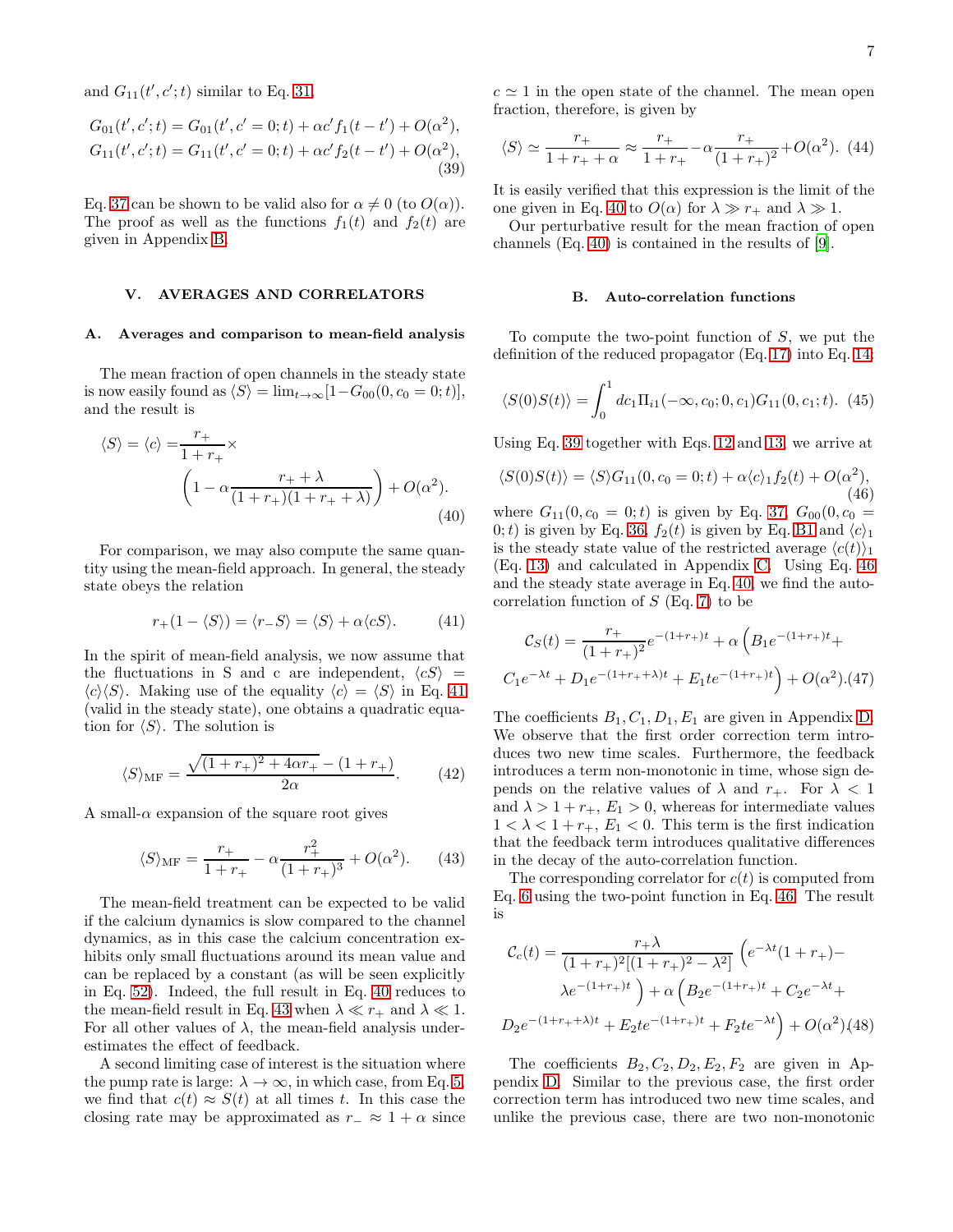and $G_{11}(t', c'; t)$ similar to Eq. 31,

$$G_{01}(t', c'; t) = G_{01}(t', c' = 0; t) + \alpha c' f_1(t - t') + O(\alpha^2),$$
$$G_{11}(t', c'; t) = G_{11}(t', c' = 0; t) + \alpha c' f_2(t - t') + O(\alpha^2), \tag{39}$$

Eq. 37 can be shown to be valid also for $\alpha \neq 0$ (to $O(\alpha)$). The proof as well as the functions $f_1(t)$ and $f_2(t)$ are given in Appendix B.

## V. AVERAGES AND CORRELATORS

### A. Averages and comparison to mean-field analysis

The mean fraction of open channels in the steady state is now easily found as $\langle S \rangle = \lim_{t\to\infty}[1 - G_{00}(0, c_0 = 0; t)]$, and the result is

$$\langle S \rangle = \langle c \rangle = \frac{r_+}{1 + r_+} \times \left(1 - \alpha \frac{r_+ + \lambda}{(1 + r_+)(1 + r_+ + \lambda)}\right) + O(\alpha^2). \tag{40}$$

For comparison, we may also compute the same quantity using the mean-field approach. In general, the steady state obeys the relation

$$r_+(1 - \langle S \rangle) = \langle r_- S \rangle = \langle S \rangle + \alpha \langle cS \rangle. \tag{41}$$

In the spirit of mean-field analysis, we now assume that the fluctuations in S and c are independent, $\langle cS \rangle = \langle c \rangle \langle S \rangle$. Making use of the equality $\langle c \rangle = \langle S \rangle$ in Eq. 41 (valid in the steady state), one obtains a quadratic equation for $\langle S \rangle$. The solution is

$$\langle S \rangle_{\mathrm{MF}} = \frac{\sqrt{(1 + r_+)^2 + 4\alpha r_+} - (1 + r_+)}{2\alpha}. \tag{42}$$

A small-$\alpha$ expansion of the square root gives

$$\langle S \rangle_{\mathrm{MF}} = \frac{r_+}{1 + r_+} - \alpha \frac{r_+^2}{(1 + r_+)^3} + O(\alpha^2). \tag{43}$$

The mean-field treatment can be expected to be valid if the calcium dynamics is slow compared to the channel dynamics, as in this case the calcium concentration exhibits only small fluctuations around its mean value and can be replaced by a constant (as will be seen explicitly in Eq. 52). Indeed, the full result in Eq. 40 reduces to the mean-field result in Eq. 43 when $\lambda \ll r_+$ and $\lambda \ll 1$. For all other values of $\lambda$, the mean-field analysis underestimates the effect of feedback.

A second limiting case of interest is the situation where the pump rate is large: $\lambda \to \infty$, in which case, from Eq. 5, we find that $c(t) \approx S(t)$ at all times $t$. In this case the closing rate may be approximated as $r_- \approx 1 + \alpha$ since $c \simeq 1$ in the open state of the channel. The mean open fraction, therefore, is given by

$$\langle S \rangle \simeq \frac{r_+}{1 + r_+ + \alpha} \approx \frac{r_+}{1 + r_+} - \alpha \frac{r_+}{(1 + r_+)^2} + O(\alpha^2). \tag{44}$$

It is easily verified that this expression is the limit of the one given in Eq. 40 to $O(\alpha)$ for $\lambda \gg r_+$ and $\lambda \gg 1$.

Our perturbative result for the mean fraction of open channels (Eq. 40) is contained in the results of [9].

### B. Auto-correlation functions

To compute the two-point function of $S$, we put the definition of the reduced propagator (Eq. 17) into Eq. 14:

$$\langle S(0)S(t) \rangle = \int_0^1 dc_1 \Pi_{i1}(-\infty, c_0; 0, c_1) G_{11}(0, c_1; t). \tag{45}$$

Using Eq. 39 together with Eqs. 12 and 13, we arrive at

$$\langle S(0)S(t) \rangle = \langle S \rangle G_{11}(0, c_0 = 0; t) + \alpha \langle c \rangle_1 f_2(t) + O(\alpha^2), \tag{46}$$

where $G_{11}(0, c_0 = 0; t)$ is given by Eq. 37, $G_{00}(0, c_0 = 0; t)$ is given by Eq. 36, $f_2(t)$ is given by Eq. B1 and $\langle c \rangle_1$ is the steady state value of the restricted average $\langle c(t) \rangle_1$ (Eq. 13) and calculated in Appendix C. Using Eq. 46 and the steady state average in Eq. 40, we find the auto-correlation function of $S$ (Eq. 7) to be

$$\mathcal{C}_S(t) = \frac{r_+}{(1 + r_+)^2} e^{-(1+r_+)t} + \alpha \Big( B_1 e^{-(1+r_+)t} + C_1 e^{-\lambda t} + D_1 e^{-(1+r_++\lambda)t} + E_1 t e^{-(1+r_+)t} \Big) + O(\alpha^2). \tag{47}$$

The coefficients $B_1, C_1, D_1, E_1$ are given in Appendix D. We observe that the first order correction term introduces two new time scales. Furthermore, the feedback introduces a term non-monotonic in time, whose sign depends on the relative values of $\lambda$ and $r_+$. For $\lambda < 1$ and $\lambda > 1 + r_+$, $E_1 > 0$, whereas for intermediate values $1 < \lambda < 1 + r_+$, $E_1 < 0$. This term is the first indication that the feedback term introduces qualitative differences in the decay of the auto-correlation function.

The corresponding correlator for $c(t)$ is computed from Eq. 6 using the two-point function in Eq. 46. The result is

$$\mathcal{C}_c(t) = \frac{r_+ \lambda}{(1 + r_+)^2[(1 + r_+)^2 - \lambda^2]} \Big( e^{-\lambda t}(1 + r_+) - \lambda e^{-(1+r_+)t} \Big) + \alpha \Big( B_2 e^{-(1+r_+)t} + C_2 e^{-\lambda t} + D_2 e^{-(1+r_++\lambda)t} + E_2 t e^{-(1+r_+)t} + F_2 t e^{-\lambda t} \Big) + O(\alpha^2). \tag{48}$$

The coefficients $B_2, C_2, D_2, E_2, F_2$ are given in Appendix D. Similar to the previous case, the first order correction term has introduced two new time scales, and unlike the previous case, there are two non-monotonic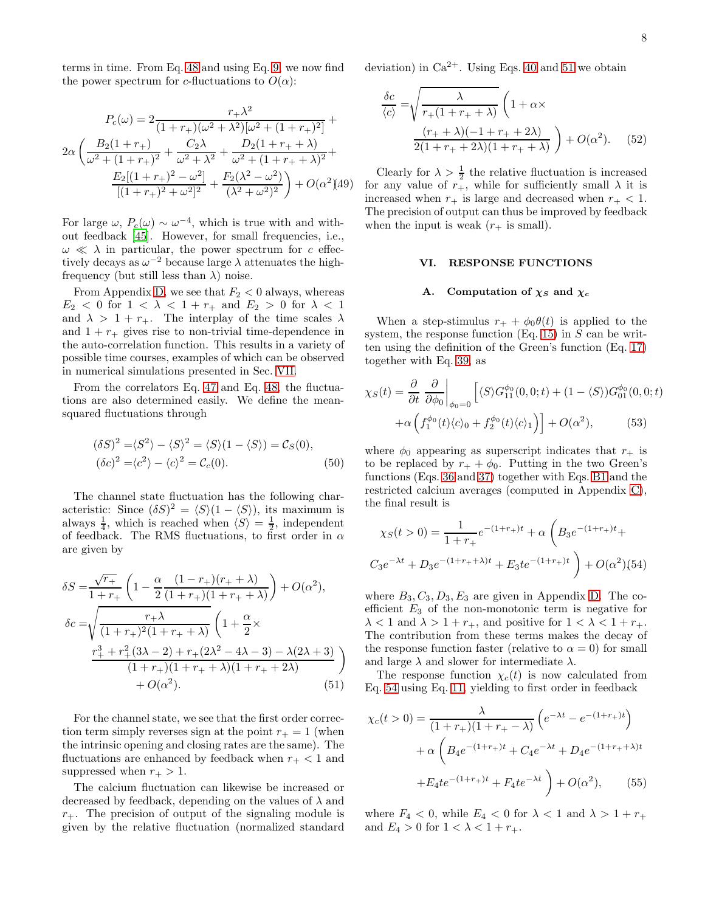terms in time. From Eq. 48 and using Eq. 9, we now find the power spectrum for $c$-fluctuations to $O(\alpha)$:

$$
\begin{aligned}
P_c(\omega) &= 2\frac{r_+\lambda^2}{(1+r_+)(\omega^2+\lambda^2)[\omega^2+(1+r_+)^2]} + \\
&2\alpha\left(\frac{B_2(1+r_+)}{\omega^2+(1+r_+)^2} + \frac{C_2\lambda}{\omega^2+\lambda^2} + \frac{D_2(1+r_++\lambda)}{\omega^2+(1+r_++\lambda)^2} + \right.\\
&\left.\frac{E_2[(1+r_+)^2-\omega^2]}{[(1+r_+)^2+\omega^2]^2} + \frac{F_2(\lambda^2-\omega^2)}{(\lambda^2+\omega^2)^2}\right) + O(\alpha^2) \quad (49)
\end{aligned}
$$

For large $\omega$, $P_c(\omega) \sim \omega^{-4}$, which is true with and without feedback [45]. However, for small frequencies, i.e., $\omega \ll \lambda$ in particular, the power spectrum for $c$ effectively decays as $\omega^{-2}$ because large $\lambda$ attenuates the high-frequency (but still less than $\lambda$) noise.

From Appendix D, we see that $F_2 < 0$ always, whereas $E_2 < 0$ for $1 < \lambda < 1 + r_+$ and $E_2 > 0$ for $\lambda < 1$ and $\lambda > 1 + r_+$. The interplay of the time scales $\lambda$ and $1 + r_+$ gives rise to non-trivial time-dependence in the auto-correlation function. This results in a variety of possible time courses, examples of which can be observed in numerical simulations presented in Sec. VII.

From the correlators Eq. 47 and Eq. 48, the fluctuations are also determined easily. We define the mean-squared fluctuations through

$$
\begin{aligned}
(\delta S)^2 &= \langle S^2\rangle - \langle S\rangle^2 = \langle S\rangle(1-\langle S\rangle) = \mathcal{C}_S(0),\\
(\delta c)^2 &= \langle c^2\rangle - \langle c\rangle^2 = \mathcal{C}_c(0). \qquad (50)
\end{aligned}
$$

The channel state fluctuation has the following characteristic: Since $(\delta S)^2 = \langle S\rangle(1-\langle S\rangle)$, its maximum is always $\frac{1}{4}$, which is reached when $\langle S\rangle = \frac{1}{2}$, independent of feedback. The RMS fluctuations, to first order in $\alpha$ are given by

$$
\begin{aligned}
\delta S &= \frac{\sqrt{r_+}}{1+r_+}\left(1 - \frac{\alpha}{2}\frac{(1-r_+)(r_++\lambda)}{(1+r_+)(1+r_++\lambda)}\right) + O(\alpha^2),\\
\delta c &= \sqrt{\frac{r_+\lambda}{(1+r_+)^2(1+r_++\lambda)}}\left(1 + \frac{\alpha}{2}\times\right.\\
&\left.\frac{r_+^3 + r_+^2(3\lambda-2) + r_+(2\lambda^2-4\lambda-3) - \lambda(2\lambda+3)}{(1+r_+)(1+r_++\lambda)(1+r_++2\lambda)}\right)\\
&\quad + O(\alpha^2). \qquad (51)
\end{aligned}
$$

For the channel state, we see that the first order correction term simply reverses sign at the point $r_+ = 1$ (when the intrinsic opening and closing rates are the same). The fluctuations are enhanced by feedback when $r_+ < 1$ and suppressed when $r_+ > 1$.

The calcium fluctuation can likewise be increased or decreased by feedback, depending on the values of $\lambda$ and $r_+$. The precision of output of the signaling module is given by the relative fluctuation (normalized standard deviation) in $Ca^{2+}$. Using Eqs. 40 and 51 we obtain

$$
\begin{aligned}
\frac{\delta c}{\langle c\rangle} &= \sqrt{\frac{\lambda}{r_+(1+r_++\lambda)}}\left(1+\alpha\times\right.\\
&\left.\frac{(r_++\lambda)(-1+r_++2\lambda)}{2(1+r_++2\lambda)(1+r_++\lambda)}\right) + O(\alpha^2). \qquad (52)
\end{aligned}
$$

Clearly for $\lambda > \frac{1}{2}$ the relative fluctuation is increased for any value of $r_+$, while for sufficiently small $\lambda$ it is increased when $r_+$ is large and decreased when $r_+ < 1$. The precision of output can thus be improved by feedback when the input is weak ($r_+$ is small).

## VI. RESPONSE FUNCTIONS

### A. Computation of $\chi_S$ and $\chi_c$

When a step-stimulus $r_+ + \phi_0\theta(t)$ is applied to the system, the response function (Eq. 15) in $S$ can be written using the definition of the Green's function (Eq. 17) together with Eq. 39, as

$$
\begin{aligned}
\chi_S(t) = \frac{\partial}{\partial t}\frac{\partial}{\partial\phi_0}\bigg|_{\phi_0=0}&\Big[\langle S\rangle G_{11}^{\phi_0}(0,0;t) + (1-\langle S\rangle)G_{01}^{\phi_0}(0,0;t)\\
&+\alpha\left(f_1^{\phi_0}(t)\langle c\rangle_0 + f_2^{\phi_0}(t)\langle c\rangle_1\right)\Big] + O(\alpha^2), \qquad (53)
\end{aligned}
$$

where $\phi_0$ appearing as superscript indicates that $r_+$ is to be replaced by $r_+ + \phi_0$. Putting in the two Green's functions (Eqs. 36 and 37) together with Eqs. B1 and the restricted calcium averages (computed in Appendix C), the final result is

$$
\begin{aligned}
\chi_S(t>0) &= \frac{1}{1+r_+}e^{-(1+r_+)t} + \alpha\left(B_3 e^{-(1+r_+)t} + \right.\\
&\left. C_3 e^{-\lambda t} + D_3 e^{-(1+r_++\lambda)t} + E_3 t e^{-(1+r_+)t}\right) + O(\alpha^2) \quad (54)
\end{aligned}
$$

where $B_3, C_3, D_3, E_3$ are given in Appendix D. The coefficient $E_3$ of the non-monotonic term is negative for $\lambda < 1$ and $\lambda > 1 + r_+$, and positive for $1 < \lambda < 1 + r_+$. The contribution from these terms makes the decay of the response function faster (relative to $\alpha = 0$) for small and large $\lambda$ and slower for intermediate $\lambda$.

The response function $\chi_c(t)$ is now calculated from Eq. 54 using Eq. 11, yielding to first order in feedback

$$
\begin{aligned}
\chi_c(t>0) &= \frac{\lambda}{(1+r_+)(1+r_+-\lambda)}\left(e^{-\lambda t} - e^{-(1+r_+)t}\right)\\
&+\alpha\left(B_4 e^{-(1+r_+)t} + C_4 e^{-\lambda t} + D_4 e^{-(1+r_++\lambda)t}\right.\\
&\left.+E_4 t e^{-(1+r_+)t} + F_4 t e^{-\lambda t}\right) + O(\alpha^2), \qquad (55)
\end{aligned}
$$

where $F_4 < 0$, while $E_4 < 0$ for $\lambda < 1$ and $\lambda > 1 + r_+$ and $E_4 > 0$ for $1 < \lambda < 1 + r_+$.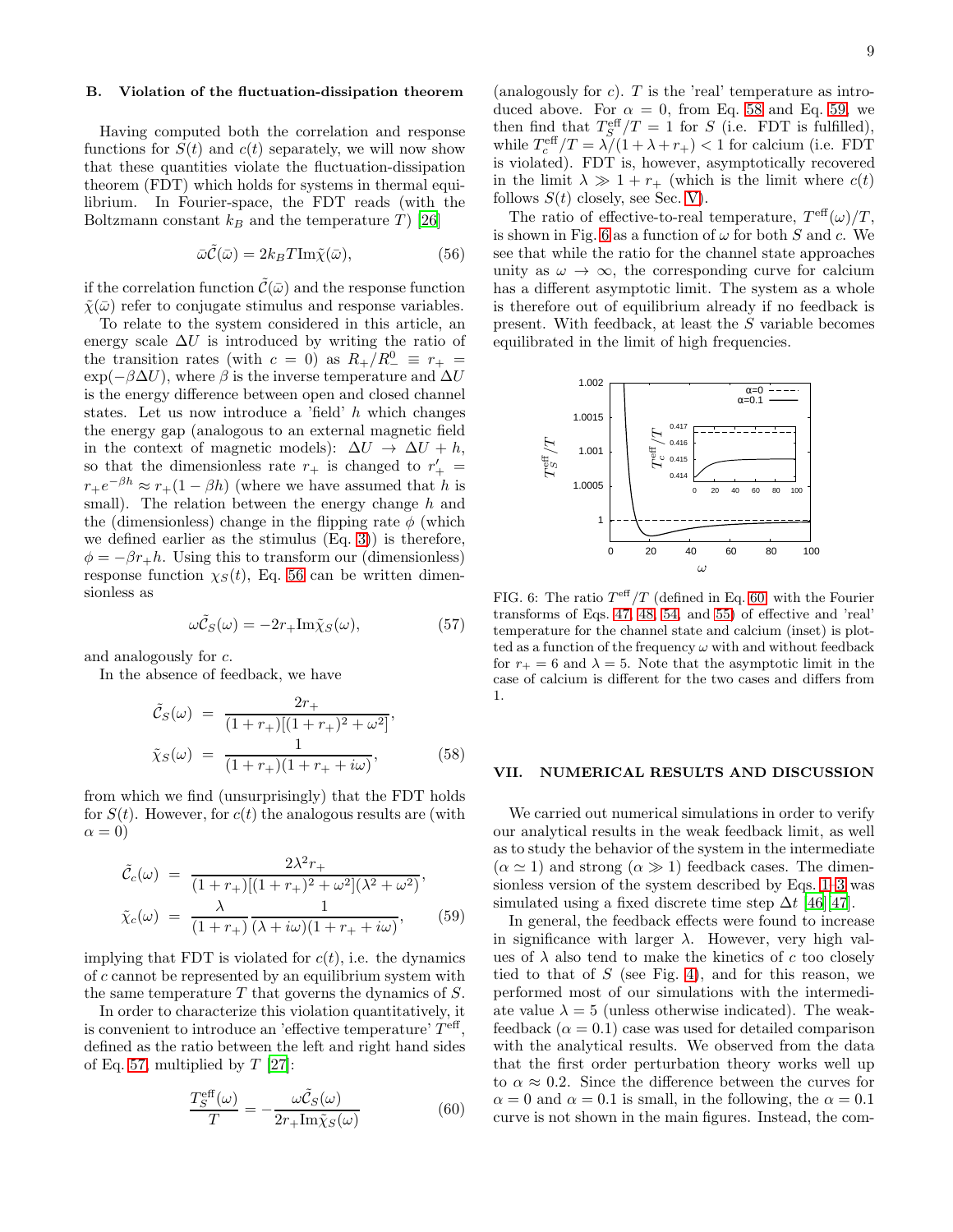### B. Violation of the fluctuation-dissipation theorem

Having computed both the correlation and response functions for $S(t)$ and $c(t)$ separately, we will now show that these quantities violate the fluctuation-dissipation theorem (FDT) which holds for systems in thermal equilibrium. In Fourier-space, the FDT reads (with the Boltzmann constant $k_B$ and the temperature $T$) [26]

$$\bar{\omega}\tilde{\mathcal{C}}(\bar{\omega}) = 2k_B T \text{Im}\tilde{\chi}(\bar{\omega}), \tag{56}$$

if the correlation function $\tilde{\mathcal{C}}(\bar{\omega})$ and the response function $\tilde{\chi}(\bar{\omega})$ refer to conjugate stimulus and response variables.

To relate to the system considered in this article, an energy scale $\Delta U$ is introduced by writing the ratio of the transition rates (with $c = 0$) as $R_+/R_-^0 \equiv r_+ = \exp(-\beta\Delta U)$, where $\beta$ is the inverse temperature and $\Delta U$ is the energy difference between open and closed channel states. Let us now introduce a 'field' $h$ which changes the energy gap (analogous to an external magnetic field in the context of magnetic models): $\Delta U \to \Delta U + h$, so that the dimensionless rate $r_+$ is changed to $r_+' = r_+ e^{-\beta h} \approx r_+(1 - \beta h)$ (where we have assumed that $h$ is small). The relation between the energy change $h$ and the (dimensionless) change in the flipping rate $\phi$ (which we defined earlier as the stimulus (Eq. 3)) is therefore, $\phi = -\beta r_+ h$. Using this to transform our (dimensionless) response function $\chi_S(t)$, Eq. 56 can be written dimensionless as

$$\omega\tilde{\mathcal{C}}_S(\omega) = -2r_+ \text{Im}\tilde{\chi}_S(\omega), \tag{57}$$

and analogously for $c$.

In the absence of feedback, we have

$$\begin{aligned} \tilde{\mathcal{C}}_S(\omega) &= \frac{2r_+}{(1+r_+)[(1+r_+)^2 + \omega^2]}, \\ \tilde{\chi}_S(\omega) &= \frac{1}{(1+r_+)(1+r_+ + i\omega)}, \end{aligned} \tag{58}$$

from which we find (unsurprisingly) that the FDT holds for $S(t)$. However, for $c(t)$ the analogous results are (with $\alpha = 0$)

$$\begin{aligned} \tilde{\mathcal{C}}_c(\omega) &= \frac{2\lambda^2 r_+}{(1+r_+)[(1+r_+)^2 + \omega^2](\lambda^2 + \omega^2)}, \\ \tilde{\chi}_c(\omega) &= \frac{\lambda}{(1+r_+)} \frac{1}{(\lambda + i\omega)(1+r_+ + i\omega)}, \end{aligned} \tag{59}$$

implying that FDT is violated for $c(t)$, i.e. the dynamics of $c$ cannot be represented by an equilibrium system with the same temperature $T$ that governs the dynamics of $S$.

In order to characterize this violation quantitatively, it is convenient to introduce an 'effective temperature' $T^{\text{eff}}$, defined as the ratio between the left and right hand sides of Eq. 57, multiplied by $T$ [27]:

$$\frac{T_S^{\text{eff}}(\omega)}{T} = -\frac{\omega\tilde{\mathcal{C}}_S(\omega)}{2r_+ \text{Im}\tilde{\chi}_S(\omega)} \tag{60}$$

(analogously for $c$). $T$ is the 'real' temperature as introduced above. For $\alpha = 0$, from Eq. 58 and Eq. 59, we then find that $T_S^{\text{eff}}/T = 1$ for $S$ (i.e. FDT is fulfilled), while $T_c^{\text{eff}}/T = \lambda/(1+\lambda+r_+) < 1$ for calcium (i.e. FDT is violated). FDT is, however, asymptotically recovered in the limit $\lambda \gg 1 + r_+$ (which is the limit where $c(t)$ follows $S(t)$ closely, see Sec. V).

The ratio of effective-to-real temperature, $T^{\text{eff}}(\omega)/T$, is shown in Fig. 6 as a function of $\omega$ for both $S$ and $c$. We see that while the ratio for the channel state approaches unity as $\omega \to \infty$, the corresponding curve for calcium has a different asymptotic limit. The system as a whole is therefore out of equilibrium already if no feedback is present. With feedback, at least the $S$ variable becomes equilibrated in the limit of high frequencies.

FIG. 6: The ratio $T^{\text{eff}}/T$ (defined in Eq. 60 with the Fourier transforms of Eqs. 47, 48, 54, and 55) of effective and 'real' temperature for the channel state and calcium (inset) is plotted as a function of the frequency $\omega$ with and without feedback for $r_+ = 6$ and $\lambda = 5$. Note that the asymptotic limit in the case of calcium is different for the two cases and differs from 1.

## VII. NUMERICAL RESULTS AND DISCUSSION

We carried out numerical simulations in order to verify our analytical results in the weak feedback limit, as well as to study the behavior of the system in the intermediate ($\alpha \simeq 1$) and strong ($\alpha \gg 1$) feedback cases. The dimensionless version of the system described by Eqs. 1–3 was simulated using a fixed discrete time step $\Delta t$ [46][47].

In general, the feedback effects were found to increase in significance with larger $\lambda$. However, very high values of $\lambda$ also tend to make the kinetics of $c$ too closely tied to that of $S$ (see Fig. 4), and for this reason, we performed most of our simulations with the intermediate value $\lambda = 5$ (unless otherwise indicated). The weak-feedback ($\alpha = 0.1$) case was used for detailed comparison with the analytical results. We observed from the data that the first order perturbation theory works well up to $\alpha \approx 0.2$. Since the difference between the curves for $\alpha = 0$ and $\alpha = 0.1$ is small, in the following, the $\alpha = 0.1$ curve is not shown in the main figures. Instead, the com-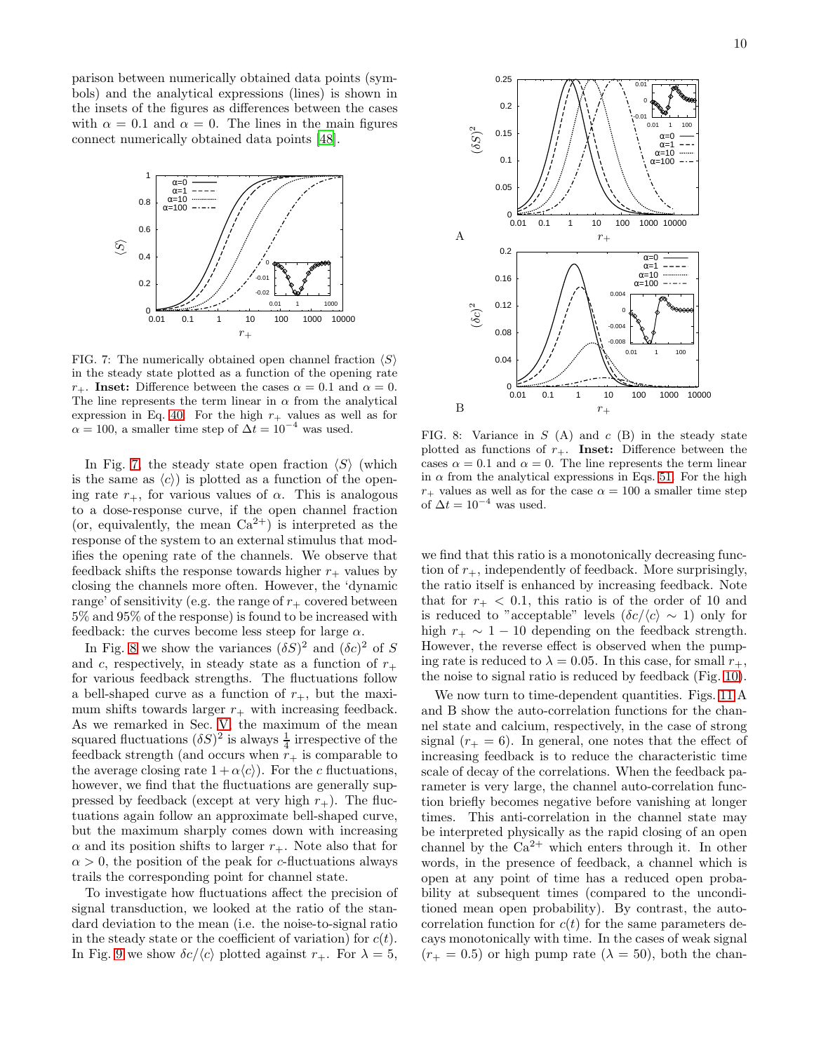parison between numerically obtained data points (symbols) and the analytical expressions (lines) is shown in the insets of the figures as differences between the cases with $\alpha = 0.1$ and $\alpha = 0$. The lines in the main figures connect numerically obtained data points [48].

FIG. 7: The numerically obtained open channel fraction $\langle S \rangle$ in the steady state plotted as a function of the opening rate $r_+$. **Inset:** Difference between the cases $\alpha = 0.1$ and $\alpha = 0$. The line represents the term linear in $\alpha$ from the analytical expression in Eq. 40. For the high $r_+$ values as well as for $\alpha = 100$, a smaller time step of $\Delta t = 10^{-4}$ was used.

In Fig. 7, the steady state open fraction $\langle S \rangle$ (which is the same as $\langle c \rangle$) is plotted as a function of the opening rate $r_+$, for various values of $\alpha$. This is analogous to a dose-response curve, if the open channel fraction (or, equivalently, the mean $Ca^{2+}$) is interpreted as the response of the system to an external stimulus that modifies the opening rate of the channels. We observe that feedback shifts the response towards higher $r_+$ values by closing the channels more often. However, the 'dynamic range' of sensitivity (e.g. the range of $r_+$ covered between 5% and 95% of the response) is found to be increased with feedback: the curves become less steep for large $\alpha$.

In Fig. 8 we show the variances $(\delta S)^2$ and $(\delta c)^2$ of $S$ and $c$, respectively, in steady state as a function of $r_+$ for various feedback strengths. The fluctuations follow a bell-shaped curve as a function of $r_+$, but the maximum shifts towards larger $r_+$ with increasing feedback. As we remarked in Sec. V, the maximum of the mean squared fluctuations $(\delta S)^2$ is always $\frac{1}{4}$ irrespective of the feedback strength (and occurs when $r_+$ is comparable to the average closing rate $1 + \alpha\langle c \rangle$). For the $c$ fluctuations, however, we find that the fluctuations are generally suppressed by feedback (except at very high $r_+$). The fluctuations again follow an approximate bell-shaped curve, but the maximum sharply comes down with increasing $\alpha$ and its position shifts to larger $r_+$. Note also that for $\alpha > 0$, the position of the peak for $c$-fluctuations always trails the corresponding point for channel state.

To investigate how fluctuations affect the precision of signal transduction, we looked at the ratio of the standard deviation to the mean (i.e. the noise-to-signal ratio in the steady state or the coefficient of variation) for $c(t)$. In Fig. 9 we show $\delta c / \langle c \rangle$ plotted against $r_+$. For $\lambda = 5$,

FIG. 8: Variance in $S$ (A) and $c$ (B) in the steady state plotted as functions of $r_+$. **Inset:** Difference between the cases $\alpha = 0.1$ and $\alpha = 0$. The line represents the term linear in $\alpha$ from the analytical expressions in Eqs. 51. For the high $r_+$ values as well as for the case $\alpha = 100$ a smaller time step of $\Delta t = 10^{-4}$ was used.

we find that this ratio is a monotonically decreasing function of $r_+$, independently of feedback. More surprisingly, the ratio itself is enhanced by increasing feedback. Note that for $r_+ < 0.1$, this ratio is of the order of 10 and is reduced to "acceptable" levels ($\delta c / \langle c \rangle \sim 1$) only for high $r_+ \sim 1 - 10$ depending on the feedback strength. However, the reverse effect is observed when the pumping rate is reduced to $\lambda = 0.05$. In this case, for small $r_+$, the noise to signal ratio is reduced by feedback (Fig. 10).

We now turn to time-dependent quantities. Figs. 11 A and B show the auto-correlation functions for the channel state and calcium, respectively, in the case of strong signal ($r_+ = 6$). In general, one notes that the effect of increasing feedback is to reduce the characteristic time scale of decay of the correlations. When the feedback parameter is very large, the channel auto-correlation function briefly becomes negative before vanishing at longer times. This anti-correlation in the channel state may be interpreted physically as the rapid closing of an open channel by the $Ca^{2+}$ which enters through it. In other words, in the presence of feedback, a channel which is open at any point of time has a reduced open probability at subsequent times (compared to the unconditioned mean open probability). By contrast, the auto-correlation function for $c(t)$ for the same parameters decays monotonically with time. In the cases of weak signal ($r_+ = 0.5$) or high pump rate ($\lambda = 50$), both the chan-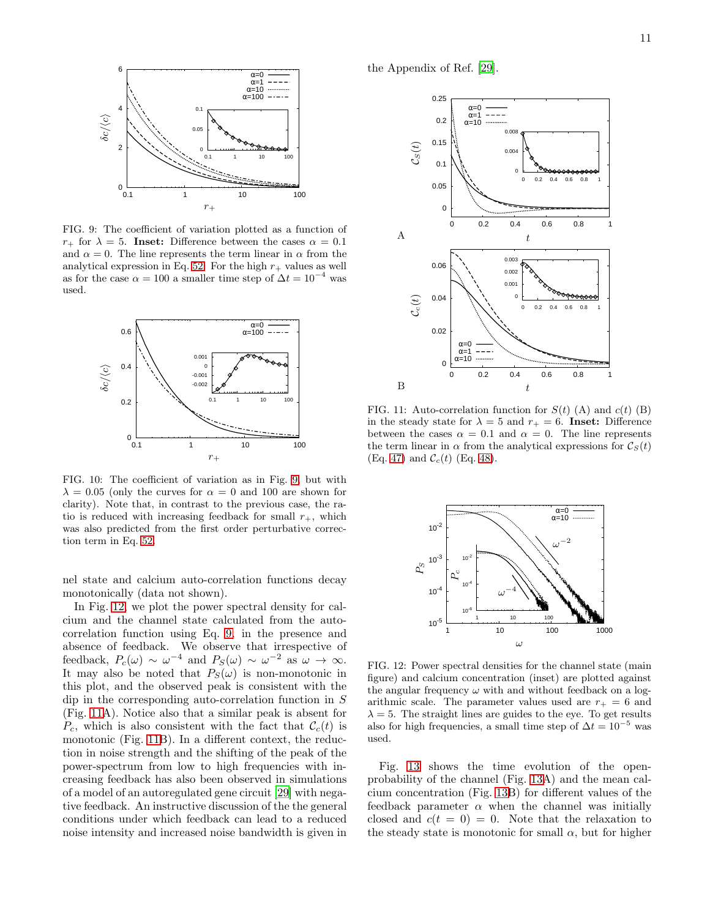FIG. 9: The coefficient of variation plotted as a function of $r_+$ for $\lambda = 5$. **Inset:** Difference between the cases $\alpha = 0.1$ and $\alpha = 0$. The line represents the term linear in $\alpha$ from the analytical expression in Eq. 52. For the high $r_+$ values as well as for the case $\alpha = 100$ a smaller time step of $\Delta t = 10^{-4}$ was used.

FIG. 10: The coefficient of variation as in Fig. 9, but with $\lambda = 0.05$ (only the curves for $\alpha = 0$ and 100 are shown for clarity). Note that, in contrast to the previous case, the ratio is reduced with increasing feedback for small $r_+$, which was also predicted from the first order perturbative correction term in Eq. 52.

nel state and calcium auto-correlation functions decay monotonically (data not shown).

In Fig. 12, we plot the power spectral density for calcium and the channel state calculated from the auto-correlation function using Eq. 9, in the presence and absence of feedback. We observe that irrespective of feedback, $P_c(\omega) \sim \omega^{-4}$ and $P_S(\omega) \sim \omega^{-2}$ as $\omega \to \infty$. It may also be noted that $P_S(\omega)$ is non-monotonic in this plot, and the observed peak is consistent with the dip in the corresponding auto-correlation function in $S$ (Fig. 11A). Notice also that a similar peak is absent for $P_c$, which is also consistent with the fact that $\mathcal{C}_c(t)$ is monotonic (Fig. 11B). In a different context, the reduction in noise strength and the shifting of the peak of the power-spectrum from low to high frequencies with increasing feedback has also been observed in simulations of a model of an autoregulated gene circuit [29] with negative feedback. An instructive discussion of the the general conditions under which feedback can lead to a reduced noise intensity and increased noise bandwidth is given in the Appendix of Ref. [29].

FIG. 11: Auto-correlation function for $S(t)$ (A) and $c(t)$ (B) in the steady state for $\lambda = 5$ and $r_+ = 6$. **Inset:** Difference between the cases $\alpha = 0.1$ and $\alpha = 0$. The line represents the term linear in $\alpha$ from the analytical expressions for $\mathcal{C}_S(t)$ (Eq. 47) and $\mathcal{C}_c(t)$ (Eq. 48).

FIG. 12: Power spectral densities for the channel state (main figure) and calcium concentration (inset) are plotted against the angular frequency $\omega$ with and without feedback on a log-arithmic scale. The parameter values used are $r_+ = 6$ and $\lambda = 5$. The straight lines are guides to the eye. To get results also for high frequencies, a small time step of $\Delta t = 10^{-5}$ was used.

Fig. 13 shows the time evolution of the open-probability of the channel (Fig. 13A) and the mean calcium concentration (Fig. 13B) for different values of the feedback parameter $\alpha$ when the channel was initially closed and $c(t = 0) = 0$. Note that the relaxation to the steady state is monotonic for small $\alpha$, but for higher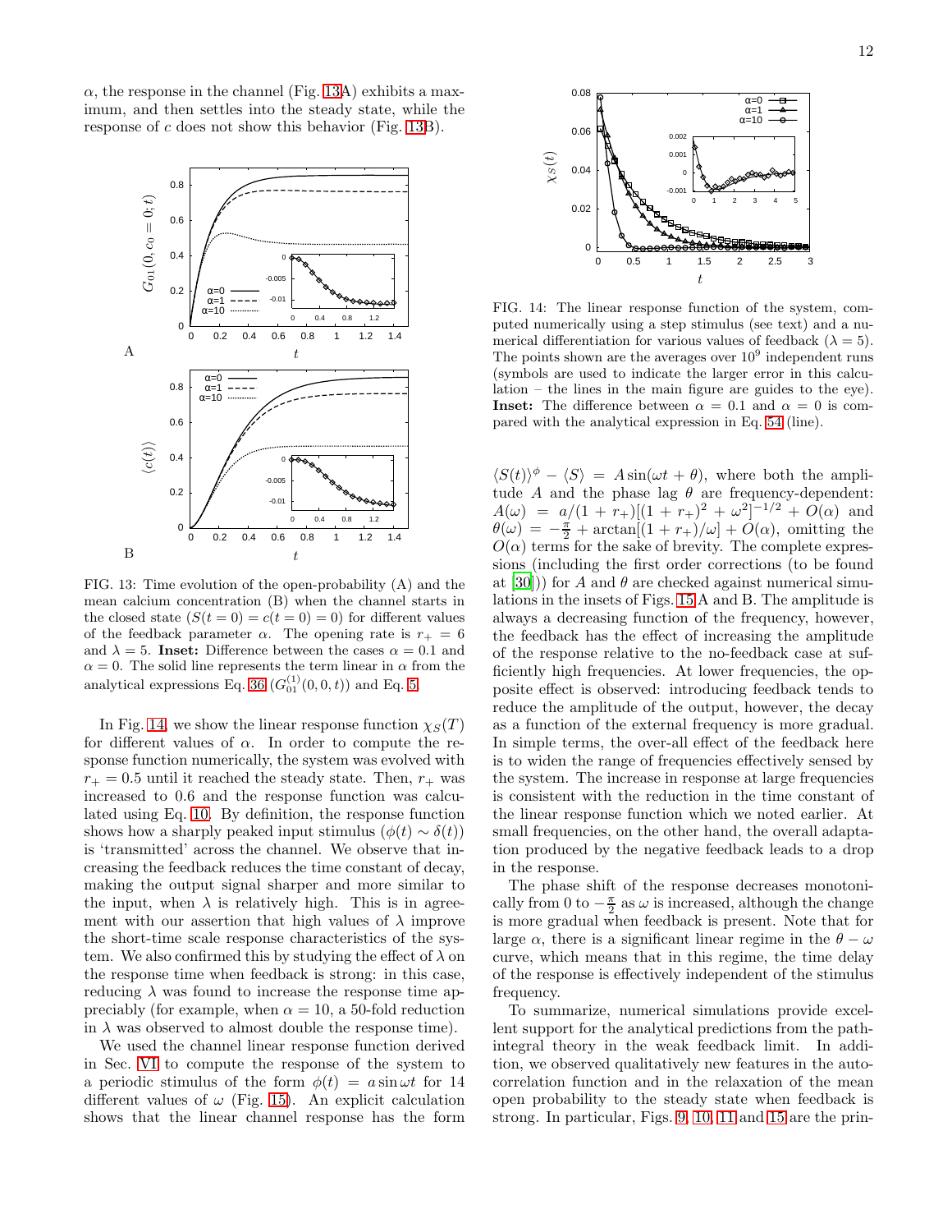$\alpha$, the response in the channel (Fig. 13A) exhibits a maximum, and then settles into the steady state, while the response of $c$ does not show this behavior (Fig. 13B).

FIG. 13: Time evolution of the open-probability (A) and the mean calcium concentration (B) when the channel starts in the closed state ($S(t=0) = c(t=0) = 0$) for different values of the feedback parameter $\alpha$. The opening rate is $r_+ = 6$ and $\lambda = 5$. **Inset:** Difference between the cases $\alpha = 0.1$ and $\alpha = 0$. The solid line represents the term linear in $\alpha$ from the analytical expressions Eq. 36 ($G_{01}^{(1)}(0, 0, t)$) and Eq. 5.

In Fig. 14, we show the linear response function $\chi_S(T)$ for different values of $\alpha$. In order to compute the response function numerically, the system was evolved with $r_+ = 0.5$ until it reached the steady state. Then, $r_+$ was increased to 0.6 and the response function was calculated using Eq. 10. By definition, the response function shows how a sharply peaked input stimulus ($\phi(t) \sim \delta(t)$) is 'transmitted' across the channel. We observe that increasing the feedback reduces the time constant of decay, making the output signal sharper and more similar to the input, when $\lambda$ is relatively high. This is in agreement with our assertion that high values of $\lambda$ improve the short-time scale response characteristics of the system. We also confirmed this by studying the effect of $\lambda$ on the response time when feedback is strong: in this case, reducing $\lambda$ was found to increase the response time appreciably (for example, when $\alpha = 10$, a 50-fold reduction in $\lambda$ was observed to almost double the response time).

We used the channel linear response function derived in Sec. VI to compute the response of the system to a periodic stimulus of the form $\phi(t) = a \sin \omega t$ for 14 different values of $\omega$ (Fig. 15). An explicit calculation shows that the linear channel response has the form $\langle S(t) \rangle^\phi - \langle S \rangle = A \sin(\omega t + \theta)$, where both the amplitude $A$ and the phase lag $\theta$ are frequency-dependent: $A(\omega) = a/(1 + r_+)[(1 + r_+)^2 + \omega^2]^{-1/2} + O(\alpha)$ and $\theta(\omega) = -\frac{\pi}{2} + \arctan[(1 + r_+)/\omega] + O(\alpha)$, omitting the $O(\alpha)$ terms for the sake of brevity. The complete expressions (including the first order corrections (to be found at [30])) for $A$ and $\theta$ are checked against numerical simulations in the insets of Figs. 15A and B. The amplitude is always a decreasing function of the frequency, however, the feedback has the effect of increasing the amplitude of the response relative to the no-feedback case at sufficiently high frequencies. At lower frequencies, the opposite effect is observed: introducing feedback tends to reduce the amplitude of the output, however, the decay as a function of the external frequency is more gradual. In simple terms, the over-all effect of the feedback here is to widen the range of frequencies effectively sensed by the system. The increase in response at large frequencies is consistent with the reduction in the time constant of the linear response function which we noted earlier. At small frequencies, on the other hand, the overall adaptation produced by the negative feedback leads to a drop in the response.

FIG. 14: The linear response function of the system, computed numerically using a step stimulus (see text) and a numerical differentiation for various values of feedback ($\lambda = 5$). The points shown are the averages over $10^9$ independent runs (symbols are used to indicate the larger error in this calculation – the lines in the main figure are guides to the eye). **Inset:** The difference between $\alpha = 0.1$ and $\alpha = 0$ is compared with the analytical expression in Eq. 54 (line).

The phase shift of the response decreases monotonically from 0 to $-\frac{\pi}{2}$ as $\omega$ is increased, although the change is more gradual when feedback is present. Note that for large $\alpha$, there is a significant linear regime in the $\theta - \omega$ curve, which means that in this regime, the time delay of the response is effectively independent of the stimulus frequency.

To summarize, numerical simulations provide excellent support for the analytical predictions from the path-integral theory in the weak feedback limit. In addition, we observed qualitatively new features in the autocorrelation function and in the relaxation of the mean open probability to the steady state when feedback is strong. In particular, Figs. 9, 10, 11 and 15 are the prin-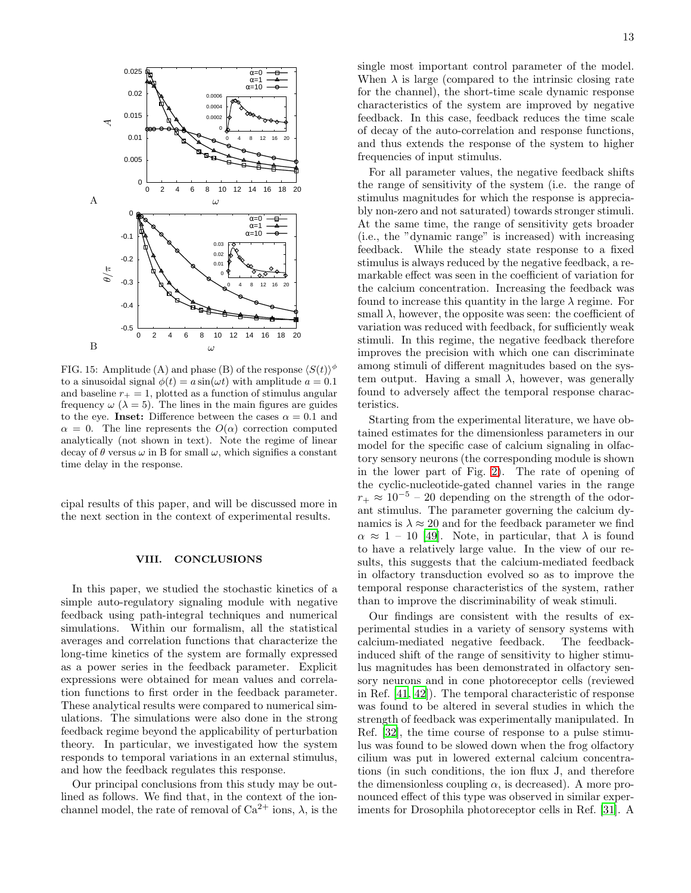FIG. 15: Amplitude (A) and phase (B) of the response $\langle S(t)\rangle^{\phi}$ to a sinusoidal signal $\phi(t) = a\sin(\omega t)$ with amplitude $a = 0.1$ and baseline $r_+ = 1$, plotted as a function of stimulus angular frequency $\omega$ ($\lambda = 5$). The lines in the main figures are guides to the eye. **Inset:** Difference between the cases $\alpha = 0.1$ and $\alpha = 0$. The line represents the $O(\alpha)$ correction computed analytically (not shown in text). Note the regime of linear decay of $\theta$ versus $\omega$ in B for small $\omega$, which signifies a constant time delay in the response.

cipal results of this paper, and will be discussed more in the next section in the context of experimental results.

## VIII. CONCLUSIONS

In this paper, we studied the stochastic kinetics of a simple auto-regulatory signaling module with negative feedback using path-integral techniques and numerical simulations. Within our formalism, all the statistical averages and correlation functions that characterize the long-time kinetics of the system are formally expressed as a power series in the feedback parameter. Explicit expressions were obtained for mean values and correlation functions to first order in the feedback parameter. These analytical results were compared to numerical simulations. The simulations were also done in the strong feedback regime beyond the applicability of perturbation theory. In particular, we investigated how the system responds to temporal variations in an external stimulus, and how the feedback regulates this response.

Our principal conclusions from this study may be outlined as follows. We find that, in the context of the ion-channel model, the rate of removal of $Ca^{2+}$ ions, $\lambda$, is the single most important control parameter of the model. When $\lambda$ is large (compared to the intrinsic closing rate for the channel), the short-time scale dynamic response characteristics of the system are improved by negative feedback. In this case, feedback reduces the time scale of decay of the auto-correlation and response functions, and thus extends the response of the system to higher frequencies of input stimulus.

For all parameter values, the negative feedback shifts the range of sensitivity of the system (i.e. the range of stimulus magnitudes for which the response is appreciably non-zero and not saturated) towards stronger stimuli. At the same time, the range of sensitivity gets broader (i.e., the "dynamic range" is increased) with increasing feedback. While the steady state response to a fixed stimulus is always reduced by the negative feedback, a remarkable effect was seen in the coefficient of variation for the calcium concentration. Increasing the feedback was found to increase this quantity in the large $\lambda$ regime. For small $\lambda$, however, the opposite was seen: the coefficient of variation was reduced with feedback, for sufficiently weak stimuli. In this regime, the negative feedback therefore improves the precision with which one can discriminate among stimuli of different magnitudes based on the system output. Having a small $\lambda$, however, was generally found to adversely affect the temporal response characteristics.

Starting from the experimental literature, we have obtained estimates for the dimensionless parameters in our model for the specific case of calcium signaling in olfactory sensory neurons (the corresponding module is shown in the lower part of Fig. 2). The rate of opening of the cyclic-nucleotide-gated channel varies in the range $r_+ \approx 10^{-5}$ – 20 depending on the strength of the odorant stimulus. The parameter governing the calcium dynamics is $\lambda \approx 20$ and for the feedback parameter we find $\alpha \approx 1$ – 10 [49]. Note, in particular, that $\lambda$ is found to have a relatively large value. In the view of our results, this suggests that the calcium-mediated feedback in olfactory transduction evolved so as to improve the temporal response characteristics of the system, rather than to improve the discriminability of weak stimuli.

Our findings are consistent with the results of experimental studies in a variety of sensory systems with calcium-mediated negative feedback. The feedback-induced shift of the range of sensitivity to higher stimulus magnitudes has been demonstrated in olfactory sensory neurons and in cone photoreceptor cells (reviewed in Ref. [41, 42]). The temporal characteristic of response was found to be altered in several studies in which the strength of feedback was experimentally manipulated. In Ref. [32], the time course of response to a pulse stimulus was found to be slowed down when the frog olfactory cilium was put in lowered external calcium concentrations (in such conditions, the ion flux J, and therefore the dimensionless coupling $\alpha$, is decreased). A more pronounced effect of this type was observed in similar experiments for Drosophila photoreceptor cells in Ref. [31]. A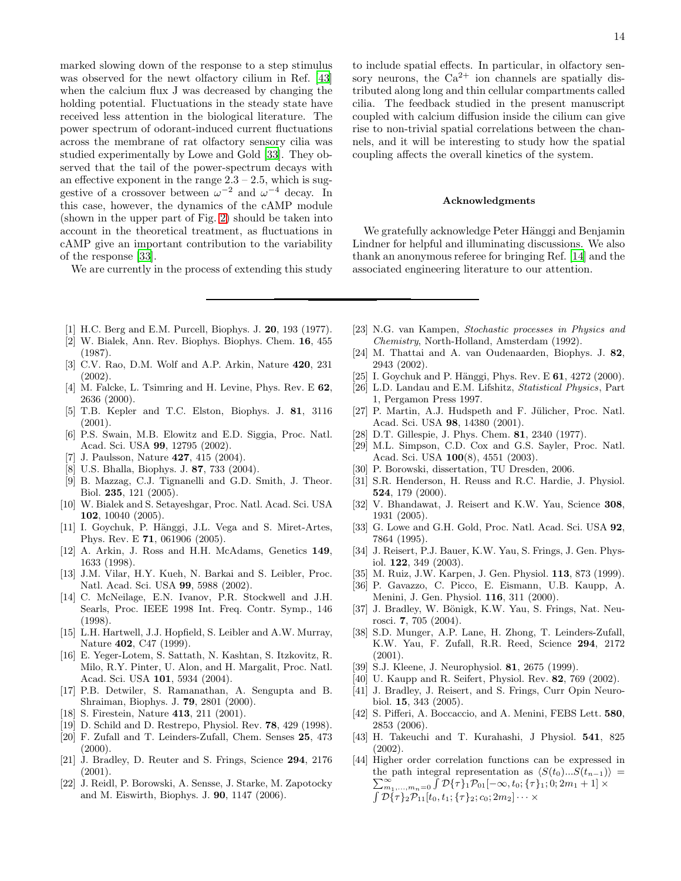marked slowing down of the response to a step stimulus was observed for the newt olfactory cilium in Ref. [43] when the calcium flux J was decreased by changing the holding potential. Fluctuations in the steady state have received less attention in the biological literature. The power spectrum of odorant-induced current fluctuations across the membrane of rat olfactory sensory cilia was studied experimentally by Lowe and Gold [33]. They observed that the tail of the power-spectrum decays with an effective exponent in the range 2.3 – 2.5, which is suggestive of a crossover between $\omega^{-2}$ and $\omega^{-4}$ decay. In this case, however, the dynamics of the cAMP module (shown in the upper part of Fig. 2) should be taken into account in the theoretical treatment, as fluctuations in cAMP give an important contribution to the variability of the response [33].

We are currently in the process of extending this study to include spatial effects. In particular, in olfactory sensory neurons, the $Ca^{2+}$ ion channels are spatially distributed along long and thin cellular compartments called cilia. The feedback studied in the present manuscript coupled with calcium diffusion inside the cilium can give rise to non-trivial spatial correlations between the channels, and it will be interesting to study how the spatial coupling affects the overall kinetics of the system.

### Acknowledgments

We gratefully acknowledge Peter Hänggi and Benjamin Lindner for helpful and illuminating discussions. We also thank an anonymous referee for bringing Ref. [14] and the associated engineering literature to our attention.

---

[1] H.C. Berg and E.M. Purcell, Biophys. J. **20**, 193 (1977).
[2] W. Bialek, Ann. Rev. Biophys. Biophys. Chem. **16**, 455 (1987).
[3] C.V. Rao, D.M. Wolf and A.P. Arkin, Nature **420**, 231 (2002).
[4] M. Falcke, L. Tsimring and H. Levine, Phys. Rev. E **62**, 2636 (2000).
[5] T.B. Kepler and T.C. Elston, Biophys. J. **81**, 3116 (2001).
[6] P.S. Swain, M.B. Elowitz and E.D. Siggia, Proc. Natl. Acad. Sci. USA **99**, 12795 (2002).
[7] J. Paulsson, Nature **427**, 415 (2004).
[8] U.S. Bhalla, Biophys. J. **87**, 733 (2004).
[9] B. Mazzag, C.J. Tignanelli and G.D. Smith, J. Theor. Biol. **235**, 121 (2005).
[10] W. Bialek and S. Setayeshgar, Proc. Natl. Acad. Sci. USA **102**, 10040 (2005).
[11] I. Goychuk, P. Hänggi, J.L. Vega and S. Miret-Artes, Phys. Rev. E **71**, 061906 (2005).
[12] A. Arkin, J. Ross and H.H. McAdams, Genetics **149**, 1633 (1998).
[13] J.M. Vilar, H.Y. Kueh, N. Barkai and S. Leibler, Proc. Natl. Acad. Sci. USA **99**, 5988 (2002).
[14] C. McNeilage, E.N. Ivanov, P.R. Stockwell and J.H. Searls, Proc. IEEE 1998 Int. Freq. Contr. Symp., 146 (1998).
[15] L.H. Hartwell, J.J. Hopfield, S. Leibler and A.W. Murray, Nature **402**, C47 (1999).
[16] E. Yeger-Lotem, S. Sattath, N. Kashtan, S. Itzkovitz, R. Milo, R.Y. Pinter, U. Alon, and H. Margalit, Proc. Natl. Acad. Sci. USA **101**, 5934 (2004).
[17] P.B. Detwiler, S. Ramanathan, A. Sengupta and B. Shraiman, Biophys. J. **79**, 2801 (2000).
[18] S. Firestein, Nature **413**, 211 (2001).
[19] D. Schild and D. Restrepo, Physiol. Rev. **78**, 429 (1998).
[20] F. Zufall and T. Leinders-Zufall, Chem. Senses **25**, 473 (2000).
[21] J. Bradley, D. Reuter and S. Frings, Science **294**, 2176 (2001).
[22] J. Reidl, P. Borowski, A. Sensse, J. Starke, M. Zapotocky and M. Eiswirth, Biophys. J. **90**, 1147 (2006).
[23] N.G. van Kampen, *Stochastic processes in Physics and Chemistry*, North-Holland, Amsterdam (1992).
[24] M. Thattai and A. van Oudenaarden, Biophys. J. **82**, 2943 (2002).
[25] I. Goychuk and P. Hänggi, Phys. Rev. E **61**, 4272 (2000).
[26] L.D. Landau and E.M. Lifshitz, *Statistical Physics*, Part 1, Pergamon Press 1997.
[27] P. Martin, A.J. Hudspeth and F. Jülicher, Proc. Natl. Acad. Sci. USA **98**, 14380 (2001).
[28] D.T. Gillespie, J. Phys. Chem. **81**, 2340 (1977).
[29] M.L. Simpson, C.D. Cox and G.S. Sayler, Proc. Natl. Acad. Sci. USA **100**(8), 4551 (2003).
[30] P. Borowski, dissertation, TU Dresden, 2006.
[31] S.R. Henderson, H. Reuss and R.C. Hardie, J. Physiol. **524**, 179 (2000).
[32] V. Bhandawat, J. Reisert and K.W. Yau, Science **308**, 1931 (2005).
[33] G. Lowe and G.H. Gold, Proc. Natl. Acad. Sci. USA **92**, 7864 (1995).
[34] J. Reisert, P.J. Bauer, K.W. Yau, S. Frings, J. Gen. Physiol. **122**, 349 (2003).
[35] M. Ruiz, J.W. Karpen, J. Gen. Physiol. **113**, 873 (1999).
[36] P. Gavazzo, C. Picco, E. Eismann, U.B. Kaupp, A. Menini, J. Gen. Physiol. **116**, 311 (2000).
[37] J. Bradley, W. Bönigk, K.W. Yau, S. Frings, Nat. Neurosci. **7**, 705 (2004).
[38] S.D. Munger, A.P. Lane, H. Zhong, T. Leinders-Zufall, K.W. Yau, F. Zufall, R.R. Reed, Science **294**, 2172 (2001).
[39] S.J. Kleene, J. Neurophysiol. **81**, 2675 (1999).
[40] U. Kaupp and R. Seifert, Physiol. Rev. **82**, 769 (2002).
[41] J. Bradley, J. Reisert, and S. Frings, Curr Opin Neurobiol. **15**, 343 (2005).
[42] S. Pifferi, A. Boccaccio, and A. Menini, FEBS Lett. **580**, 2853 (2006).
[43] H. Takeuchi and T. Kurahashi, J Physiol. **541**, 825 (2002).
[44] Higher order correlation functions can be expressed in the path integral representation as $\langle S(t_0)...S(t_{n-1})\rangle = \sum_{m_1,...,m_n=0}^{\infty} \int \mathcal{D}\{\tau\}_1 \mathcal{P}_{01}[-\infty, t_0; \{\tau\}_1; 0; 2m_1+1] \times \int \mathcal{D}\{\tau\}_2 \mathcal{P}_{11}[t_0, t_1; \{\tau\}_2; c_0; 2m_2] \cdots \times$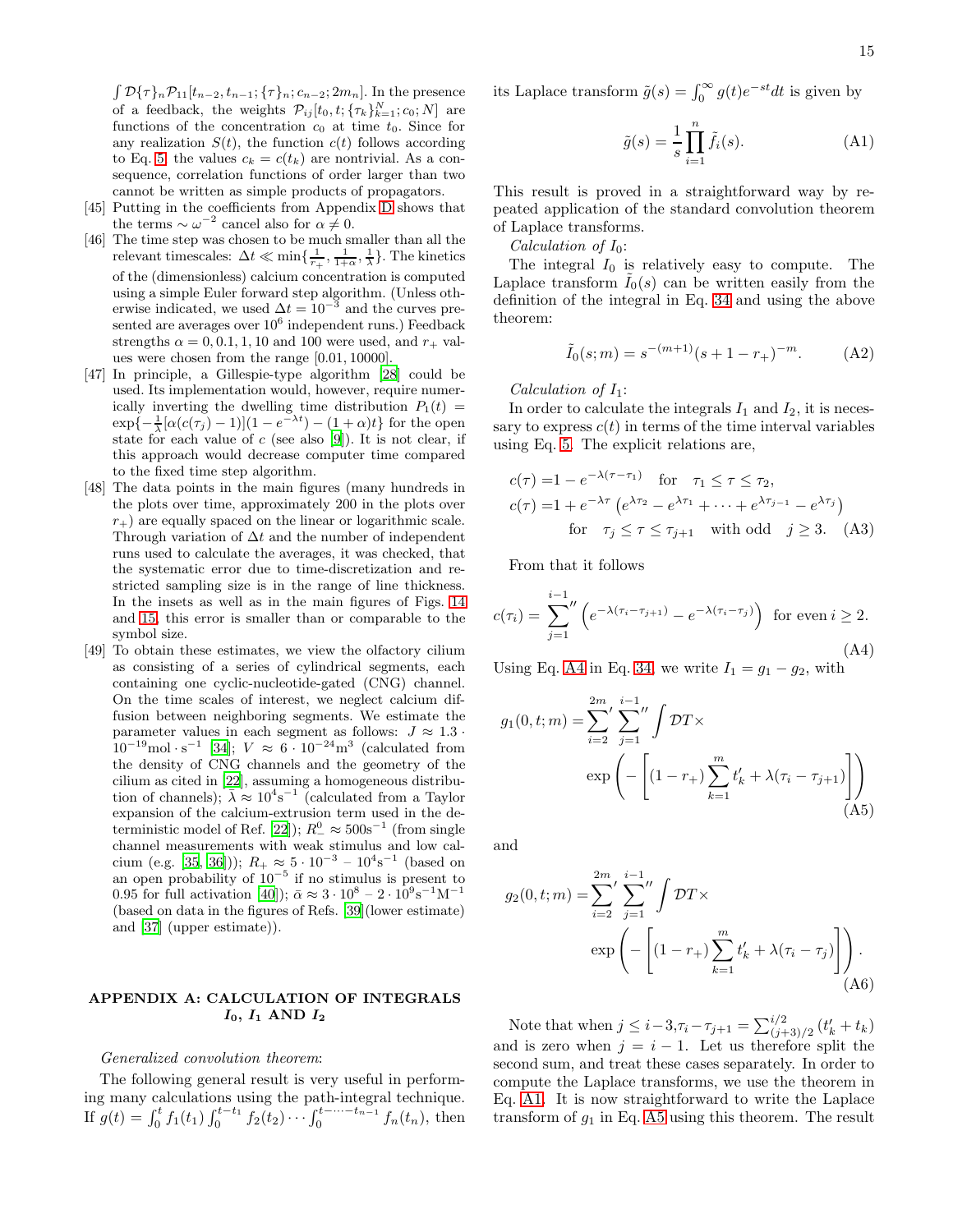$\int \mathcal{D}\{\tau\}_n \mathcal{P}_{11}[t_{n-2}, t_{n-1}; \{\tau\}_n; c_{n-2}; 2m_n]$. In the presence of a feedback, the weights $\mathcal{P}_{ij}[t_0, t; \{\tau_k\}_{k=1}^N; c_0; N]$ are functions of the concentration $c_0$ at time $t_0$. Since for any realization $S(t)$, the function $c(t)$ follows according to Eq. 5, the values $c_k = c(t_k)$ are nontrivial. As a consequence, correlation functions of order larger than two cannot be written as simple products of propagators.

[45] Putting in the coefficients from Appendix D shows that the terms $\sim \omega^{-2}$ cancel also for $\alpha \neq 0$.

[46] The time step was chosen to be much smaller than all the relevant timescales: $\Delta t \ll \min\{\frac{1}{r_+}, \frac{1}{1+\alpha}, \frac{1}{\lambda}\}$. The kinetics of the (dimensionless) calcium concentration is computed using a simple Euler forward step algorithm. (Unless otherwise indicated, we used $\Delta t = 10^{-3}$ and the curves presented are averages over $10^6$ independent runs.) Feedback strengths $\alpha = 0, 0.1, 1, 10$ and 100 were used, and $r_+$ values were chosen from the range [0.01, 10000].

[47] In principle, a Gillespie-type algorithm [28] could be used. Its implementation would, however, require numerically inverting the dwelling time distribution $P_1(t) = \exp\{-\frac{1}{\lambda}[\alpha(c(\tau_j) - 1)](1 - e^{-\lambda t}) - (1+\alpha)t\}$ for the open state for each value of $c$ (see also [9]). It is not clear, if this approach would decrease computer time compared to the fixed time step algorithm.

[48] The data points in the main figures (many hundreds in the plots over time, approximately 200 in the plots over $r_+$) are equally spaced on the linear or logarithmic scale. Through variation of $\Delta t$ and the number of independent runs used to calculate the averages, it was checked, that the systematic error due to time-discretization and restricted sampling size is in the range of line thickness. In the insets as well as in the main figures of Figs. 14 and 15, this error is smaller than or comparable to the symbol size.

[49] To obtain these estimates, we view the olfactory cilium as consisting of a series of cylindrical segments, each containing one cyclic-nucleotide-gated (CNG) channel. On the time scales of interest, we neglect calcium diffusion between neighboring segments. We estimate the parameter values in each segment as follows: $J \approx 1.3 \cdot 10^{-19}\mathrm{mol}\cdot\mathrm{s}^{-1}$ [34]; $V \approx 6 \cdot 10^{-24}\mathrm{m}^3$ (calculated from the density of CNG channels and the geometry of the cilium as cited in [22], assuming a homogeneous distribution of channels); $\bar{\lambda} \approx 10^4\mathrm{s}^{-1}$ (calculated from a Taylor expansion of the calcium-extrusion term used in the deterministic model of Ref. [22]); $R_-^0 \approx 500\mathrm{s}^{-1}$ (from single channel measurements with weak stimulus and low calcium (e.g. [35, 36])); $R_+ \approx 5 \cdot 10^{-3}$ – $10^4\mathrm{s}^{-1}$ (based on an open probability of $10^{-5}$ if no stimulus is present to 0.95 for full activation [40]); $\bar{\alpha} \approx 3 \cdot 10^8 - 2 \cdot 10^9\mathrm{s}^{-1}\mathrm{M}^{-1}$ (based on data in the figures of Refs. [39](lower estimate) and [37] (upper estimate)).

## APPENDIX A: CALCULATION OF INTEGRALS $I_0$, $I_1$ AND $I_2$

*Generalized convolution theorem*:

The following general result is very useful in performing many calculations using the path-integral technique. If $g(t) = \int_0^t f_1(t_1) \int_0^{t-t_1} f_2(t_2) \cdots \int_0^{t-\cdots-t_{n-1}} f_n(t_n)$, then its Laplace transform $\tilde{g}(s) = \int_0^\infty g(t)e^{-st}dt$ is given by

$$\tilde{g}(s) = \frac{1}{s}\prod_{i=1}^n \tilde{f}_i(s). \tag{A1}$$

This result is proved in a straightforward way by repeated application of the standard convolution theorem of Laplace transforms.

*Calculation of $I_0$*:

The integral $I_0$ is relatively easy to compute. The Laplace transform $\tilde{I}_0(s)$ can be written easily from the definition of the integral in Eq. 34 and using the above theorem:

$$\tilde{I}_0(s; m) = s^{-(m+1)}(s + 1 - r_+)^{-m}. \tag{A2}$$

*Calculation of $I_1$*:

In order to calculate the integrals $I_1$ and $I_2$, it is necessary to express $c(t)$ in terms of the time interval variables using Eq. 5. The explicit relations are,

$$\begin{aligned} c(\tau) =& 1 - e^{-\lambda(\tau - \tau_1)} \quad \text{for} \quad \tau_1 \leq \tau \leq \tau_2, \\ c(\tau) =& 1 + e^{-\lambda\tau}\left(e^{\lambda\tau_2} - e^{\lambda\tau_1} + \cdots + e^{\lambda\tau_{j-1}} - e^{\lambda\tau_j}\right) \\ & \text{for} \quad \tau_j \leq \tau \leq \tau_{j+1} \quad \text{with odd} \quad j \geq 3. \end{aligned} \tag{A3}$$

From that it follows

$$c(\tau_i) = \sum_{j=1}^{i-1}{}'' \left(e^{-\lambda(\tau_i - \tau_{j+1})} - e^{-\lambda(\tau_i - \tau_j)}\right) \text{ for even } i \geq 2. \tag{A4}$$

Using Eq. A4 in Eq. 34, we write $I_1 = g_1 - g_2$, with

$$g_1(0, t; m) = \sum_{i=2}^{2m}{}' \sum_{j=1}^{i-1}{}'' \int \mathcal{D}T \times \exp\left(-\left[(1 - r_+)\sum_{k=1}^m t_k' + \lambda(\tau_i - \tau_{j+1})\right]\right) \tag{A5}$$

and

$$g_2(0, t; m) = \sum_{i=2}^{2m}{}' \sum_{j=1}^{i-1}{}'' \int \mathcal{D}T \times \exp\left(-\left[(1 - r_+)\sum_{k=1}^m t_k' + \lambda(\tau_i - \tau_j)\right]\right). \tag{A6}$$

Note that when $j \leq i-3, \tau_i - \tau_{j+1} = \sum_{(j+3)/2}^{i/2}(t_k' + t_k)$ and is zero when $j = i-1$. Let us therefore split the second sum, and treat these cases separately. In order to compute the Laplace transforms, we use the theorem in Eq. A1. It is now straightforward to write the Laplace transform of $g_1$ in Eq. A5 using this theorem. The result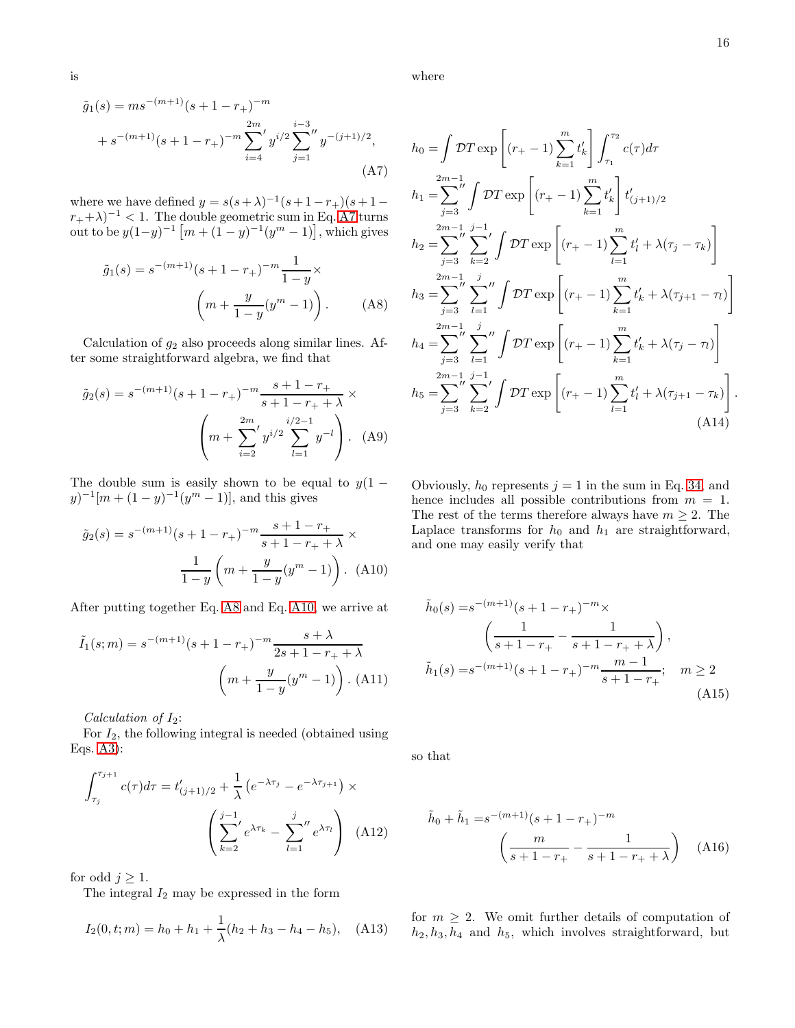is

$$\tilde{g}_1(s) = m s^{-(m+1)}(s+1-r_+)^{-m} + s^{-(m+1)}(s+1-r_+)^{-m} {\sum_{i=4}^{2m}}' y^{i/2} {\sum_{j=1}^{i-3}}'' y^{-(j+1)/2}, \quad \text{(A7)}$$

where we have defined $y = s(s+\lambda)^{-1}(s+1-r_+)(s+1-r_++\lambda)^{-1} < 1$. The double geometric sum in Eq. A7 turns out to be $y(1-y)^{-1}\left[m + (1-y)^{-1}(y^m - 1)\right]$, which gives

$$\tilde{g}_1(s) = s^{-(m+1)}(s+1-r_+)^{-m}\frac{1}{1-y}\times \left(m + \frac{y}{1-y}(y^m-1)\right). \quad \text{(A8)}$$

Calculation of $g_2$ also proceeds along similar lines. After some straightforward algebra, we find that

$$\tilde{g}_2(s) = s^{-(m+1)}(s+1-r_+)^{-m}\frac{s+1-r_+}{s+1-r_++\lambda}\times \left(m + {\sum_{i=2}^{2m}}' y^{i/2}\sum_{l=1}^{i/2-1} y^{-l}\right). \quad \text{(A9)}$$

The double sum is easily shown to be equal to $y(1-y)^{-1}[m + (1-y)^{-1}(y^m-1)]$, and this gives

$$\tilde{g}_2(s) = s^{-(m+1)}(s+1-r_+)^{-m}\frac{s+1-r_+}{s+1-r_++\lambda}\times \frac{1}{1-y}\left(m + \frac{y}{1-y}(y^m-1)\right). \quad \text{(A10)}$$

After putting together Eq. A8 and Eq. A10, we arrive at

$$\tilde{I}_1(s;m) = s^{-(m+1)}(s+1-r_+)^{-m}\frac{s+\lambda}{2s+1-r_++\lambda} \left(m + \frac{y}{1-y}(y^m-1)\right). \quad \text{(A11)}$$

*Calculation of $I_2$:*

For $I_2$, the following integral is needed (obtained using Eqs. A3):

$$\int_{\tau_j}^{\tau_{j+1}} c(\tau)d\tau = t'_{(j+1)/2} + \frac{1}{\lambda}\left(e^{-\lambda\tau_j} - e^{-\lambda\tau_{j+1}}\right)\times \left({\sum_{k=2}^{j-1}}' e^{\lambda\tau_k} - {\sum_{l=1}^{j}}'' e^{\lambda\tau_l}\right) \quad \text{(A12)}$$

for odd $j \geq 1$.

The integral $I_2$ may be expressed in the form

$$I_2(0,t;m) = h_0 + h_1 + \frac{1}{\lambda}(h_2 + h_3 - h_4 - h_5), \quad \text{(A13)}$$

where

$$\begin{aligned}
h_0 &= \int \mathcal{D}T \exp\left[(r_+-1)\sum_{k=1}^m t'_k\right]\int_{\tau_1}^{\tau_2} c(\tau)d\tau \\
h_1 &= {\sum_{j=3}^{2m-1}}'' \int \mathcal{D}T \exp\left[(r_+-1)\sum_{k=1}^m t'_k\right] t'_{(j+1)/2} \\
h_2 &= {\sum_{j=3}^{2m-1}}'' {\sum_{k=2}^{j-1}}' \int \mathcal{D}T \exp\left[(r_+-1)\sum_{l=1}^m t'_l + \lambda(\tau_j - \tau_k)\right] \\
h_3 &= {\sum_{j=3}^{2m-1}}'' {\sum_{l=1}^{j}}'' \int \mathcal{D}T \exp\left[(r_+-1)\sum_{k=1}^m t'_k + \lambda(\tau_{j+1} - \tau_l)\right] \\
h_4 &= {\sum_{j=3}^{2m-1}}'' {\sum_{l=1}^{j}}'' \int \mathcal{D}T \exp\left[(r_+-1)\sum_{k=1}^m t'_k + \lambda(\tau_j - \tau_l)\right] \\
h_5 &= {\sum_{j=3}^{2m-1}}'' {\sum_{k=2}^{j-1}}' \int \mathcal{D}T \exp\left[(r_+-1)\sum_{l=1}^m t'_l + \lambda(\tau_{j+1} - \tau_k)\right].
\end{aligned} \quad \text{(A14)}$$

Obviously, $h_0$ represents $j = 1$ in the sum in Eq. 34, and hence includes all possible contributions from $m = 1$. The rest of the terms therefore always have $m \geq 2$. The Laplace transforms for $h_0$ and $h_1$ are straightforward, and one may easily verify that

$$\begin{aligned}
\tilde{h}_0(s) &= s^{-(m+1)}(s+1-r_+)^{-m}\times \left(\frac{1}{s+1-r_+} - \frac{1}{s+1-r_++\lambda}\right), \\
\tilde{h}_1(s) &= s^{-(m+1)}(s+1-r_+)^{-m}\frac{m-1}{s+1-r_+}; \quad m \geq 2
\end{aligned} \quad \text{(A15)}$$

so that

$$\tilde{h}_0 + \tilde{h}_1 = s^{-(m+1)}(s+1-r_+)^{-m} \left(\frac{m}{s+1-r_+} - \frac{1}{s+1-r_++\lambda}\right) \quad \text{(A16)}$$

for $m \geq 2$. We omit further details of computation of $h_2, h_3, h_4$ and $h_5$, which involves straightforward, but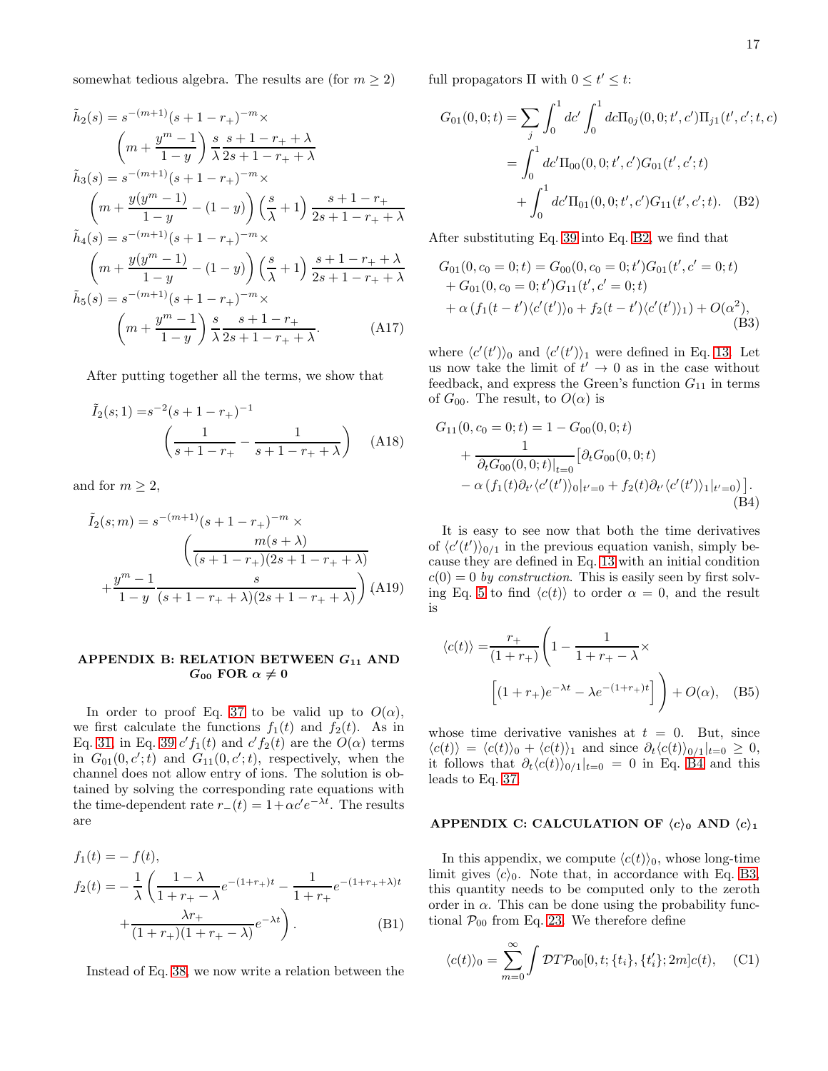somewhat tedious algebra. The results are (for $m \geq 2$)

$$
\begin{aligned}
\tilde{h}_2(s) &= s^{-(m+1)}(s+1-r_+)^{-m} \times \\
&\quad \left(m + \frac{y^m - 1}{1-y}\right) \frac{s}{\lambda} \frac{s+1-r_+ + \lambda}{2s+1-r_+ + \lambda} \\
\tilde{h}_3(s) &= s^{-(m+1)}(s+1-r_+)^{-m} \times \\
&\quad \left(m + \frac{y(y^m - 1)}{1-y} - (1-y)\right) \left(\frac{s}{\lambda} + 1\right) \frac{s+1-r_+}{2s+1-r_+ + \lambda} \\
\tilde{h}_4(s) &= s^{-(m+1)}(s+1-r_+)^{-m} \times \\
&\quad \left(m + \frac{y(y^m - 1)}{1-y} - (1-y)\right) \left(\frac{s}{\lambda} + 1\right) \frac{s+1-r_+ + \lambda}{2s+1-r_+ + \lambda} \\
\tilde{h}_5(s) &= s^{-(m+1)}(s+1-r_+)^{-m} \times \\
&\quad \left(m + \frac{y^m - 1}{1-y}\right) \frac{s}{\lambda} \frac{s+1-r_+}{2s+1-r_+ + \lambda}. \qquad \text{(A17)}
\end{aligned}
$$

After putting together all the terms, we show that

$$
\tilde{I}_2(s;1) = s^{-2}(s+1-r_+)^{-1} \left(\frac{1}{s+1-r_+} - \frac{1}{s+1-r_+ + \lambda}\right) \qquad \text{(A18)}
$$

and for $m \geq 2$,

$$
\begin{aligned}
\tilde{I}_2(s;m) = s^{-(m+1)}(s+1-r_+)^{-m} \times &\left(\frac{m(s+\lambda)}{(s+1-r_+)(2s+1-r_+ + \lambda)}\right. \\
&\left. + \frac{y^m - 1}{1-y} \frac{s}{(s+1-r_+ + \lambda)(2s+1-r_+ + \lambda)}\right) \qquad \text{(A19)}
\end{aligned}
$$

## APPENDIX B: RELATION BETWEEN $G_{11}$ AND $G_{00}$ FOR $\alpha \neq 0$

In order to proof Eq. 37 to be valid up to $O(\alpha)$, we first calculate the functions $f_1(t)$ and $f_2(t)$. As in Eq. 31, in Eq. 39 $c' f_1(t)$ and $c' f_2(t)$ are the $O(\alpha)$ terms in $G_{01}(0, c'; t)$ and $G_{11}(0, c'; t)$, respectively, when the channel does not allow entry of ions. The solution is obtained by solving the corresponding rate equations with the time-dependent rate $r_-(t) = 1 + \alpha c' e^{-\lambda t}$. The results are

$$
\begin{aligned}
f_1(t) &= -f(t), \\
f_2(t) &= -\frac{1}{\lambda}\left(\frac{1-\lambda}{1+r_+ - \lambda} e^{-(1+r_+)t} - \frac{1}{1+r_+} e^{-(1+r_+ + \lambda)t} \right. \\
&\quad \left. + \frac{\lambda r_+}{(1+r_+)(1+r_+ - \lambda)} e^{-\lambda t}\right). \qquad \text{(B1)}
\end{aligned}
$$

Instead of Eq. 38, we now write a relation between the full propagators $\Pi$ with $0 \leq t' \leq t$:

$$
\begin{aligned}
G_{01}(0,0;t) &= \sum_j \int_0^1 dc' \int_0^1 dc \Pi_{0j}(0,0;t',c') \Pi_{j1}(t',c';t,c) \\
&= \int_0^1 dc' \Pi_{00}(0,0;t',c') G_{01}(t',c';t) \\
&\quad + \int_0^1 dc' \Pi_{01}(0,0;t',c') G_{11}(t',c';t). \qquad \text{(B2)}
\end{aligned}
$$

After substituting Eq. 39 into Eq. B2, we find that

$$
\begin{aligned}
&G_{01}(0, c_0 = 0; t) = G_{00}(0, c_0 = 0; t') G_{01}(t', c' = 0; t) \\
&+ G_{01}(0, c_0 = 0; t') G_{11}(t', c' = 0; t) \\
&+ \alpha \left(f_1(t - t') \langle c'(t') \rangle_0 + f_2(t - t') \langle c'(t') \rangle_1\right) + O(\alpha^2), \qquad \text{(B3)}
\end{aligned}
$$

where $\langle c'(t') \rangle_0$ and $\langle c'(t') \rangle_1$ were defined in Eq. 13. Let us now take the limit of $t' \to 0$ as in the case without feedback, and express the Green's function $G_{11}$ in terms of $G_{00}$. The result, to $O(\alpha)$ is

$$
\begin{aligned}
&G_{11}(0, c_0 = 0; t) = 1 - G_{00}(0, 0; t) \\
&+ \frac{1}{\partial_t G_{00}(0,0;t)|_{t=0}} \left[\partial_t G_{00}(0,0;t) \right. \\
&\left. - \alpha \left(f_1(t) \partial_{t'} \langle c'(t') \rangle_0 |_{t'=0} + f_2(t) \partial_{t'} \langle c'(t') \rangle_1 |_{t'=0}\right)\right]. \qquad \text{(B4)}
\end{aligned}
$$

It is easy to see now that both the time derivatives of $\langle c'(t') \rangle_{0/1}$ in the previous equation vanish, simply because they are defined in Eq. 13 with an initial condition $c(0) = 0$ *by construction*. This is easily seen by first solving Eq. 5 to find $\langle c(t) \rangle$ to order $\alpha = 0$, and the result is

$$
\langle c(t) \rangle = \frac{r_+}{(1+r_+)} \left(1 - \frac{1}{1+r_+ - \lambda} \times \left[(1+r_+) e^{-\lambda t} - \lambda e^{-(1+r_+)t}\right]\right) + O(\alpha), \qquad \text{(B5)}
$$

whose time derivative vanishes at $t = 0$. But, since $\langle c(t) \rangle = \langle c(t) \rangle_0 + \langle c(t) \rangle_1$ and since $\partial_t \langle c(t) \rangle_{0/1}|_{t=0} \geq 0$, it follows that $\partial_t \langle c(t) \rangle_{0/1}|_{t=0} = 0$ in Eq. B4 and this leads to Eq. 37.

## APPENDIX C: CALCULATION OF $\langle c \rangle_0$ AND $\langle c \rangle_1$

In this appendix, we compute $\langle c(t) \rangle_0$, whose long-time limit gives $\langle c \rangle_0$. Note that, in accordance with Eq. B3, this quantity needs to be computed only to the zeroth order in $\alpha$. This can be done using the probability functional $\mathcal{P}_{00}$ from Eq. 23. We therefore define

$$
\langle c(t) \rangle_0 = \sum_{m=0}^{\infty} \int \mathcal{D}T \mathcal{P}_{00}[0, t; \{t_i\}, \{t_i'\}; 2m] c(t), \qquad \text{(C1)}
$$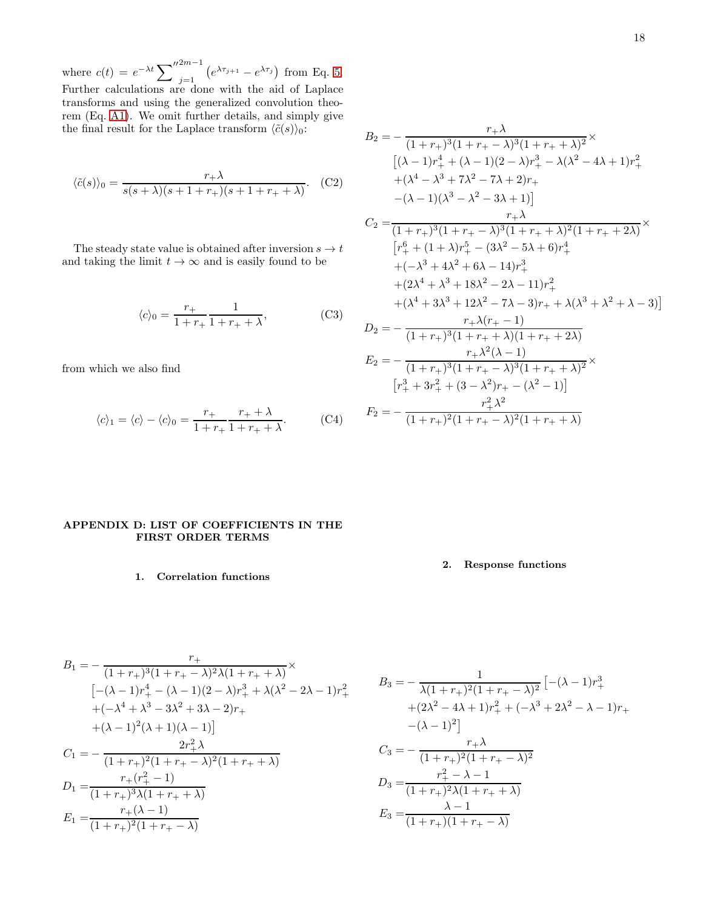where $c(t) = e^{-\lambda t} \sum''^{2m-1}_{j=1} \left(e^{\lambda \tau_{j+1}} - e^{\lambda \tau_j}\right)$ from Eq. 5. Further calculations are done with the aid of Laplace transforms and using the generalized convolution theorem (Eq. A1). We omit further details, and simply give the final result for the Laplace transform $\langle \tilde{c}(s) \rangle_0$:

$$\langle \tilde{c}(s) \rangle_0 = \frac{r_+ \lambda}{s(s+\lambda)(s+1+r_+)(s+1+r_++\lambda)}. \quad \text{(C2)}$$

The steady state value is obtained after inversion $s \to t$ and taking the limit $t \to \infty$ and is easily found to be

$$\langle c \rangle_0 = \frac{r_+}{1+r_+} \frac{1}{1+r_++\lambda}, \quad \text{(C3)}$$

from which we also find

$$\langle c \rangle_1 = \langle c \rangle - \langle c \rangle_0 = \frac{r_+}{1+r_+} \frac{r_+ + \lambda}{1+r_++\lambda}. \quad \text{(C4)}$$

## APPENDIX D: LIST OF COEFFICIENTS IN THE FIRST ORDER TERMS

### 1. Correlation functions

$$\begin{aligned}
B_1 =& -\frac{r_+}{(1+r_+)^3(1+r_+-\lambda)^2\lambda(1+r_++\lambda)} \times \\
& \big[-(\lambda-1)r_+^4 - (\lambda-1)(2-\lambda)r_+^3 + \lambda(\lambda^2-2\lambda-1)r_+^2 \\
& +(-\lambda^4+\lambda^3-3\lambda^2+3\lambda-2)r_+ \\
& +(\lambda-1)^2(\lambda+1)(\lambda-1)\big] \\
C_1 =& -\frac{2r_+^2\lambda}{(1+r_+)^2(1+r_+-\lambda)^2(1+r_++\lambda)} \\
D_1 =& \frac{r_+(r_+^2-1)}{(1+r_+)^3\lambda(1+r_++\lambda)} \\
E_1 =& \frac{r_+(\lambda-1)}{(1+r_+)^2(1+r_+-\lambda)}
\end{aligned}$$

$$\begin{aligned}
B_2 =& -\frac{r_+\lambda}{(1+r_+)^3(1+r_+-\lambda)^3(1+r_++\lambda)^2} \times \\
& \big[(\lambda-1)r_+^4 + (\lambda-1)(2-\lambda)r_+^3 - \lambda(\lambda^2-4\lambda+1)r_+^2 \\
& +(\lambda^4-\lambda^3+7\lambda^2-7\lambda+2)r_+ \\
& -(\lambda-1)(\lambda^3-\lambda^2-3\lambda+1)\big] \\
C_2 =& \frac{r_+\lambda}{(1+r_+)^3(1+r_+-\lambda)^3(1+r_++\lambda)^2(1+r_++2\lambda)} \times \\
& \big[r_+^6 + (1+\lambda)r_+^5 - (3\lambda^2-5\lambda+6)r_+^4 \\
& +(-\lambda^3+4\lambda^2+6\lambda-14)r_+^3 \\
& +(2\lambda^4+\lambda^3+18\lambda^2-2\lambda-11)r_+^2 \\
& +(\lambda^4+3\lambda^3+12\lambda^2-7\lambda-3)r_+ + \lambda(\lambda^3+\lambda^2+\lambda-3)\big] \\
D_2 =& -\frac{r_+\lambda(r_+-1)}{(1+r_+)^3(1+r_++\lambda)(1+r_++2\lambda)} \\
E_2 =& -\frac{r_+\lambda^2(\lambda-1)}{(1+r_+)^3(1+r_+-\lambda)^3(1+r_++\lambda)^2} \times \\
& \big[r_+^3 + 3r_+^2 + (3-\lambda^2)r_+ - (\lambda^2-1)\big] \\
F_2 =& -\frac{r_+^2\lambda^2}{(1+r_+)^2(1+r_+-\lambda)^2(1+r_++\lambda)}
\end{aligned}$$

### 2. Response functions

$$\begin{aligned}
B_3 =& -\frac{1}{\lambda(1+r_+)^2(1+r_+-\lambda)^2}\big[-(\lambda-1)r_+^3 \\
& +(2\lambda^2-4\lambda+1)r_+^2 + (-\lambda^3+2\lambda^2-\lambda-1)r_+ \\
& -(\lambda-1)^2\big] \\
C_3 =& -\frac{r_+\lambda}{(1+r_+)^2(1+r_+-\lambda)^2} \\
D_3 =& \frac{r_+^2-\lambda-1}{(1+r_+)^2\lambda(1+r_++\lambda)} \\
E_3 =& \frac{\lambda-1}{(1+r_+)(1+r_+-\lambda)}
\end{aligned}$$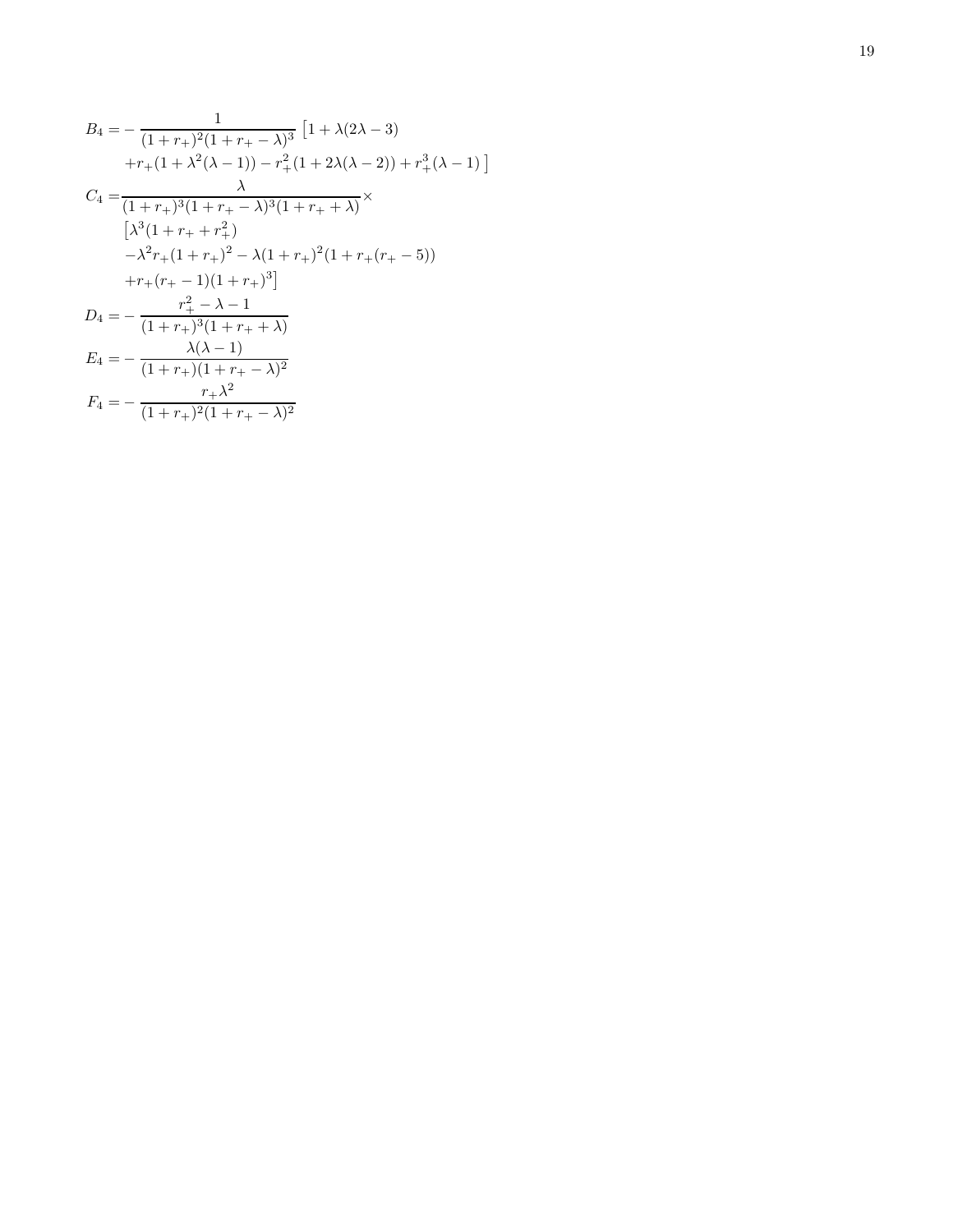$$
\begin{aligned}
B_4 =& -\frac{1}{(1+r_+)^2(1+r_+-\lambda)^3}\left[1+\lambda(2\lambda-3)\right. \\
&\left.+r_+(1+\lambda^2(\lambda-1)) - r_+^2(1+2\lambda(\lambda-2)) + r_+^3(\lambda-1)\right] \\
C_4 =& \frac{\lambda}{(1+r_+)^3(1+r_+-\lambda)^3(1+r_++\lambda)} \times \\
&\left[\lambda^3(1+r_++r_+^2)\right. \\
&-\lambda^2 r_+(1+r_+)^2 - \lambda(1+r_+)^2(1+r_+(r_+-5)) \\
&\left.+r_+(r_+-1)(1+r_+)^3\right] \\
D_4 =& -\frac{r_+^2-\lambda-1}{(1+r_+)^3(1+r_++\lambda)} \\
E_4 =& -\frac{\lambda(\lambda-1)}{(1+r_+)(1+r_+-\lambda)^2} \\
F_4 =& -\frac{r_+\lambda^2}{(1+r_+)^2(1+r_+-\lambda)^2}
\end{aligned}
$$